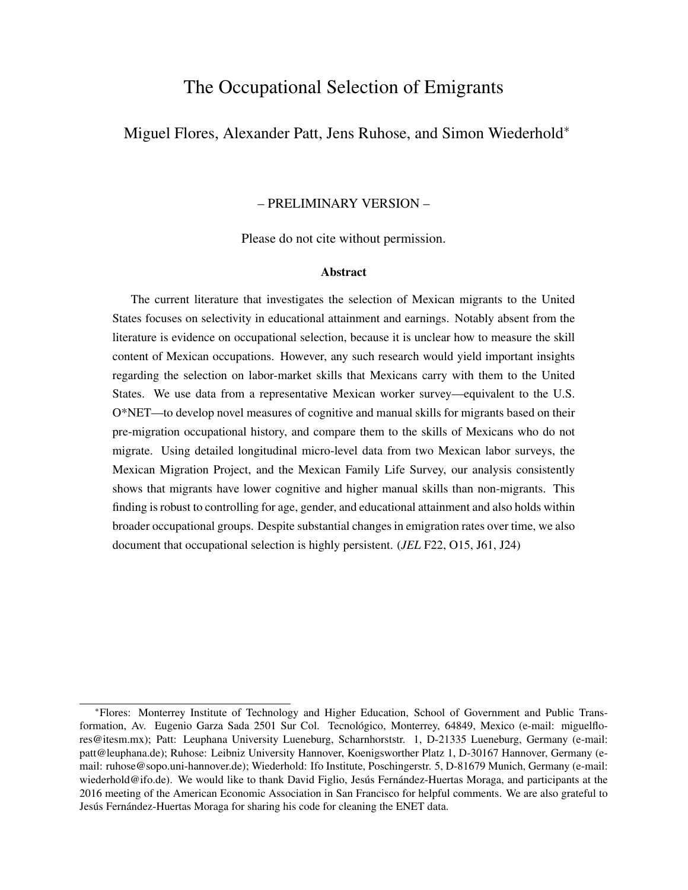# The Occupational Selection of Emigrants

Miguel Flores, Alexander Patt, Jens Ruhose, and Simon Wiederhold*

– PRELIMINARY VERSION –

Please do not cite without permission.

### Abstract

The current literature that investigates the selection of Mexican migrants to the United States focuses on selectivity in educational attainment and earnings. Notably absent from the literature is evidence on occupational selection, because it is unclear how to measure the skill content of Mexican occupations. However, any such research would yield important insights regarding the selection on labor-market skills that Mexicans carry with them to the United States. We use data from a representative Mexican worker survey—equivalent to the U.S. O*NET—to develop novel measures of cognitive and manual skills for migrants based on their pre-migration occupational history, and compare them to the skills of Mexicans who do not migrate. Using detailed longitudinal micro-level data from two Mexican labor surveys, the Mexican Migration Project, and the Mexican Family Life Survey, our analysis consistently shows that migrants have lower cognitive and higher manual skills than non-migrants. This finding is robust to controlling for age, gender, and educational attainment and also holds within broader occupational groups. Despite substantial changes in emigration rates over time, we also document that occupational selection is highly persistent. (*JEL* F22, O15, J61, J24)

---

*Flores: Monterrey Institute of Technology and Higher Education, School of Government and Public Transformation, Av. Eugenio Garza Sada 2501 Sur Col. Tecnológico, Monterrey, 64849, Mexico (e-mail: miguelflores@itesm.mx); Patt: Leuphana University Lueneburg, Scharnhorststr. 1, D-21335 Lueneburg, Germany (e-mail: patt@leuphana.de); Ruhose: Leibniz University Hannover, Koenigsworther Platz 1, D-30167 Hannover, Germany (e-mail: ruhose@sopo.uni-hannover.de); Wiederhold: Ifo Institute, Poschingerstr. 5, D-81679 Munich, Germany (e-mail: wiederhold@ifo.de). We would like to thank David Figlio, Jesús Fernández-Huertas Moraga, and participants at the 2016 meeting of the American Economic Association in San Francisco for helpful comments. We are also grateful to Jesús Fernández-Huertas Moraga for sharing his code for cleaning the ENET data.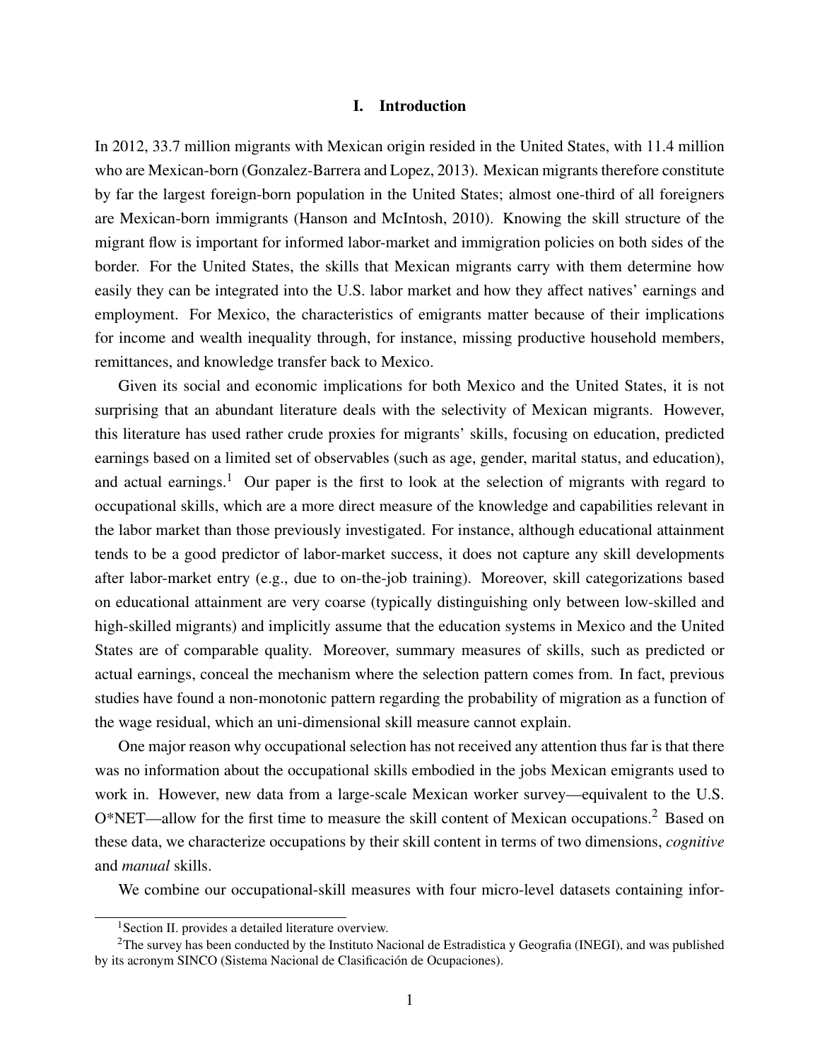# I. Introduction

In 2012, 33.7 million migrants with Mexican origin resided in the United States, with 11.4 million who are Mexican-born (Gonzalez-Barrera and Lopez, 2013). Mexican migrants therefore constitute by far the largest foreign-born population in the United States; almost one-third of all foreigners are Mexican-born immigrants (Hanson and McIntosh, 2010). Knowing the skill structure of the migrant flow is important for informed labor-market and immigration policies on both sides of the border. For the United States, the skills that Mexican migrants carry with them determine how easily they can be integrated into the U.S. labor market and how they affect natives' earnings and employment. For Mexico, the characteristics of emigrants matter because of their implications for income and wealth inequality through, for instance, missing productive household members, remittances, and knowledge transfer back to Mexico.

Given its social and economic implications for both Mexico and the United States, it is not surprising that an abundant literature deals with the selectivity of Mexican migrants. However, this literature has used rather crude proxies for migrants' skills, focusing on education, predicted earnings based on a limited set of observables (such as age, gender, marital status, and education), and actual earnings.[1] Our paper is the first to look at the selection of migrants with regard to occupational skills, which are a more direct measure of the knowledge and capabilities relevant in the labor market than those previously investigated. For instance, although educational attainment tends to be a good predictor of labor-market success, it does not capture any skill developments after labor-market entry (e.g., due to on-the-job training). Moreover, skill categorizations based on educational attainment are very coarse (typically distinguishing only between low-skilled and high-skilled migrants) and implicitly assume that the education systems in Mexico and the United States are of comparable quality. Moreover, summary measures of skills, such as predicted or actual earnings, conceal the mechanism where the selection pattern comes from. In fact, previous studies have found a non-monotonic pattern regarding the probability of migration as a function of the wage residual, which an uni-dimensional skill measure cannot explain.

One major reason why occupational selection has not received any attention thus far is that there was no information about the occupational skills embodied in the jobs Mexican emigrants used to work in. However, new data from a large-scale Mexican worker survey—equivalent to the U.S. O*NET—allow for the first time to measure the skill content of Mexican occupations.[2] Based on these data, we characterize occupations by their skill content in terms of two dimensions, *cognitive* and *manual* skills.

We combine our occupational-skill measures with four micro-level datasets containing infor-

---

[1] Section II. provides a detailed literature overview.

[2] The survey has been conducted by the Instituto Nacional de Estradistica y Geografia (INEGI), and was published by its acronym SINCO (Sistema Nacional de Clasificación de Ocupaciones).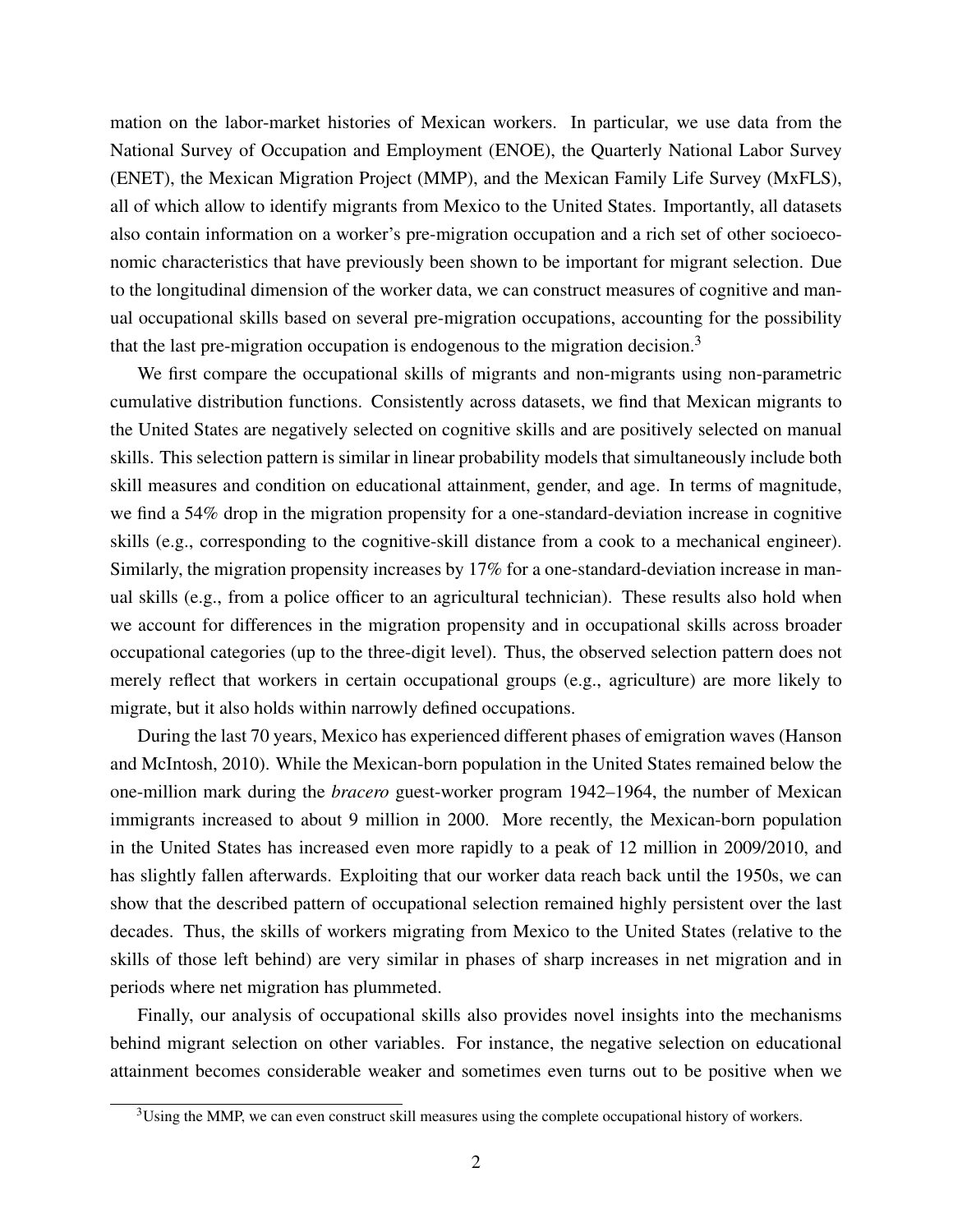mation on the labor-market histories of Mexican workers. In particular, we use data from the National Survey of Occupation and Employment (ENOE), the Quarterly National Labor Survey (ENET), the Mexican Migration Project (MMP), and the Mexican Family Life Survey (MxFLS), all of which allow to identify migrants from Mexico to the United States. Importantly, all datasets also contain information on a worker's pre-migration occupation and a rich set of other socioeconomic characteristics that have previously been shown to be important for migrant selection. Due to the longitudinal dimension of the worker data, we can construct measures of cognitive and manual occupational skills based on several pre-migration occupations, accounting for the possibility that the last pre-migration occupation is endogenous to the migration decision.[3]

We first compare the occupational skills of migrants and non-migrants using non-parametric cumulative distribution functions. Consistently across datasets, we find that Mexican migrants to the United States are negatively selected on cognitive skills and are positively selected on manual skills. This selection pattern is similar in linear probability models that simultaneously include both skill measures and condition on educational attainment, gender, and age. In terms of magnitude, we find a 54% drop in the migration propensity for a one-standard-deviation increase in cognitive skills (e.g., corresponding to the cognitive-skill distance from a cook to a mechanical engineer). Similarly, the migration propensity increases by 17% for a one-standard-deviation increase in manual skills (e.g., from a police officer to an agricultural technician). These results also hold when we account for differences in the migration propensity and in occupational skills across broader occupational categories (up to the three-digit level). Thus, the observed selection pattern does not merely reflect that workers in certain occupational groups (e.g., agriculture) are more likely to migrate, but it also holds within narrowly defined occupations.

During the last 70 years, Mexico has experienced different phases of emigration waves (Hanson and McIntosh, 2010). While the Mexican-born population in the United States remained below the one-million mark during the *bracero* guest-worker program 1942–1964, the number of Mexican immigrants increased to about 9 million in 2000. More recently, the Mexican-born population in the United States has increased even more rapidly to a peak of 12 million in 2009/2010, and has slightly fallen afterwards. Exploiting that our worker data reach back until the 1950s, we can show that the described pattern of occupational selection remained highly persistent over the last decades. Thus, the skills of workers migrating from Mexico to the United States (relative to the skills of those left behind) are very similar in phases of sharp increases in net migration and in periods where net migration has plummeted.

Finally, our analysis of occupational skills also provides novel insights into the mechanisms behind migrant selection on other variables. For instance, the negative selection on educational attainment becomes considerable weaker and sometimes even turns out to be positive when we

[3] Using the MMP, we can even construct skill measures using the complete occupational history of workers.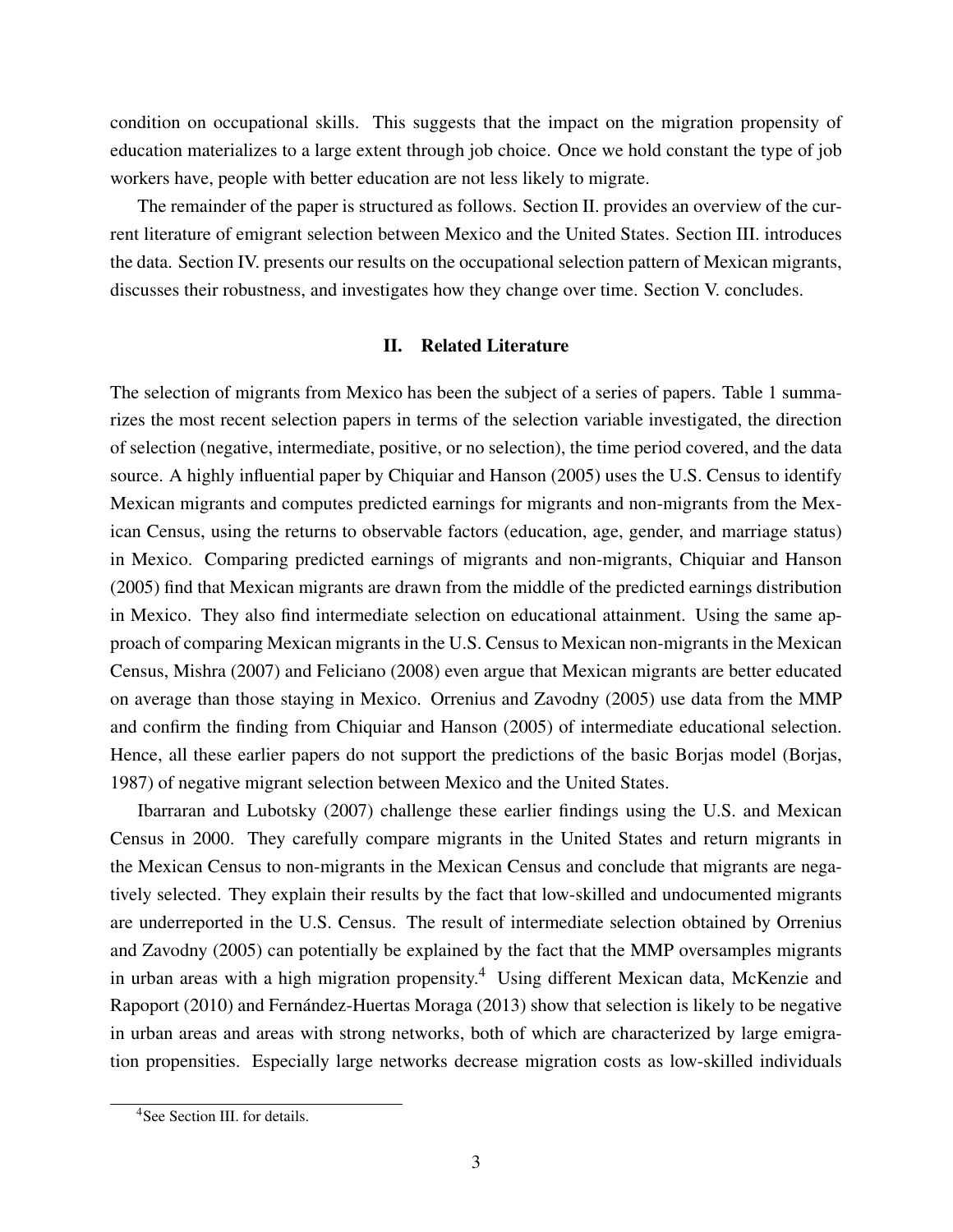condition on occupational skills. This suggests that the impact on the migration propensity of education materializes to a large extent through job choice. Once we hold constant the type of job workers have, people with better education are not less likely to migrate.

The remainder of the paper is structured as follows. Section II. provides an overview of the current literature of emigrant selection between Mexico and the United States. Section III. introduces the data. Section IV. presents our results on the occupational selection pattern of Mexican migrants, discusses their robustness, and investigates how they change over time. Section V. concludes.

## II. Related Literature

The selection of migrants from Mexico has been the subject of a series of papers. Table 1 summarizes the most recent selection papers in terms of the selection variable investigated, the direction of selection (negative, intermediate, positive, or no selection), the time period covered, and the data source. A highly influential paper by Chiquiar and Hanson (2005) uses the U.S. Census to identify Mexican migrants and computes predicted earnings for migrants and non-migrants from the Mexican Census, using the returns to observable factors (education, age, gender, and marriage status) in Mexico. Comparing predicted earnings of migrants and non-migrants, Chiquiar and Hanson (2005) find that Mexican migrants are drawn from the middle of the predicted earnings distribution in Mexico. They also find intermediate selection on educational attainment. Using the same approach of comparing Mexican migrants in the U.S. Census to Mexican non-migrants in the Mexican Census, Mishra (2007) and Feliciano (2008) even argue that Mexican migrants are better educated on average than those staying in Mexico. Orrenius and Zavodny (2005) use data from the MMP and confirm the finding from Chiquiar and Hanson (2005) of intermediate educational selection. Hence, all these earlier papers do not support the predictions of the basic Borjas model (Borjas, 1987) of negative migrant selection between Mexico and the United States.

Ibarraran and Lubotsky (2007) challenge these earlier findings using the U.S. and Mexican Census in 2000. They carefully compare migrants in the United States and return migrants in the Mexican Census to non-migrants in the Mexican Census and conclude that migrants are negatively selected. They explain their results by the fact that low-skilled and undocumented migrants are underreported in the U.S. Census. The result of intermediate selection obtained by Orrenius and Zavodny (2005) can potentially be explained by the fact that the MMP oversamples migrants in urban areas with a high migration propensity.[4] Using different Mexican data, McKenzie and Rapoport (2010) and Fernández-Huertas Moraga (2013) show that selection is likely to be negative in urban areas and areas with strong networks, both of which are characterized by large emigration propensities. Especially large networks decrease migration costs as low-skilled individuals

[4] See Section III. for details.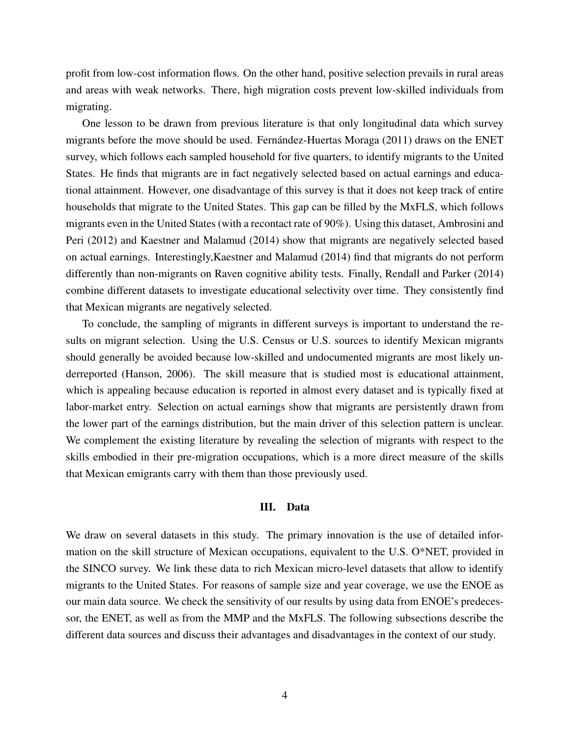profit from low-cost information flows. On the other hand, positive selection prevails in rural areas and areas with weak networks. There, high migration costs prevent low-skilled individuals from migrating.

One lesson to be drawn from previous literature is that only longitudinal data which survey migrants before the move should be used. Fernández-Huertas Moraga (2011) draws on the ENET survey, which follows each sampled household for five quarters, to identify migrants to the United States. He finds that migrants are in fact negatively selected based on actual earnings and educational attainment. However, one disadvantage of this survey is that it does not keep track of entire households that migrate to the United States. This gap can be filled by the MxFLS, which follows migrants even in the United States (with a recontact rate of 90%). Using this dataset, Ambrosini and Peri (2012) and Kaestner and Malamud (2014) show that migrants are negatively selected based on actual earnings. Interestingly,Kaestner and Malamud (2014) find that migrants do not perform differently than non-migrants on Raven cognitive ability tests. Finally, Rendall and Parker (2014) combine different datasets to investigate educational selectivity over time. They consistently find that Mexican migrants are negatively selected.

To conclude, the sampling of migrants in different surveys is important to understand the results on migrant selection. Using the U.S. Census or U.S. sources to identify Mexican migrants should generally be avoided because low-skilled and undocumented migrants are most likely underreported (Hanson, 2006). The skill measure that is studied most is educational attainment, which is appealing because education is reported in almost every dataset and is typically fixed at labor-market entry. Selection on actual earnings show that migrants are persistently drawn from the lower part of the earnings distribution, but the main driver of this selection pattern is unclear. We complement the existing literature by revealing the selection of migrants with respect to the skills embodied in their pre-migration occupations, which is a more direct measure of the skills that Mexican emigrants carry with them than those previously used.

## III. Data

We draw on several datasets in this study. The primary innovation is the use of detailed information on the skill structure of Mexican occupations, equivalent to the U.S. O*NET, provided in the SINCO survey. We link these data to rich Mexican micro-level datasets that allow to identify migrants to the United States. For reasons of sample size and year coverage, we use the ENOE as our main data source. We check the sensitivity of our results by using data from ENOE's predecessor, the ENET, as well as from the MMP and the MxFLS. The following subsections describe the different data sources and discuss their advantages and disadvantages in the context of our study.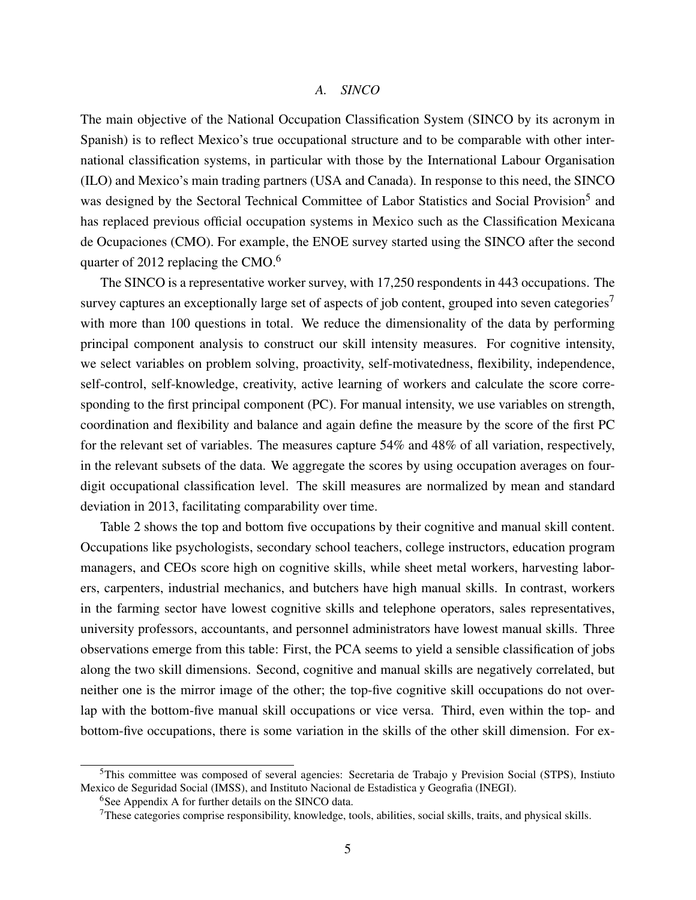### A. *SINCO*

The main objective of the National Occupation Classification System (SINCO by its acronym in Spanish) is to reflect Mexico's true occupational structure and to be comparable with other international classification systems, in particular with those by the International Labour Organisation (ILO) and Mexico's main trading partners (USA and Canada). In response to this need, the SINCO was designed by the Sectoral Technical Committee of Labor Statistics and Social Provision[5] and has replaced previous official occupation systems in Mexico such as the Classification Mexicana de Ocupaciones (CMO). For example, the ENOE survey started using the SINCO after the second quarter of 2012 replacing the CMO.[6]

The SINCO is a representative worker survey, with 17,250 respondents in 443 occupations. The survey captures an exceptionally large set of aspects of job content, grouped into seven categories[7] with more than 100 questions in total. We reduce the dimensionality of the data by performing principal component analysis to construct our skill intensity measures. For cognitive intensity, we select variables on problem solving, proactivity, self-motivatedness, flexibility, independence, self-control, self-knowledge, creativity, active learning of workers and calculate the score corresponding to the first principal component (PC). For manual intensity, we use variables on strength, coordination and flexibility and balance and again define the measure by the score of the first PC for the relevant set of variables. The measures capture 54% and 48% of all variation, respectively, in the relevant subsets of the data. We aggregate the scores by using occupation averages on four-digit occupational classification level. The skill measures are normalized by mean and standard deviation in 2013, facilitating comparability over time.

Table 2 shows the top and bottom five occupations by their cognitive and manual skill content. Occupations like psychologists, secondary school teachers, college instructors, education program managers, and CEOs score high on cognitive skills, while sheet metal workers, harvesting laborers, carpenters, industrial mechanics, and butchers have high manual skills. In contrast, workers in the farming sector have lowest cognitive skills and telephone operators, sales representatives, university professors, accountants, and personnel administrators have lowest manual skills. Three observations emerge from this table: First, the PCA seems to yield a sensible classification of jobs along the two skill dimensions. Second, cognitive and manual skills are negatively correlated, but neither one is the mirror image of the other; the top-five cognitive skill occupations do not overlap with the bottom-five manual skill occupations or vice versa. Third, even within the top- and bottom-five occupations, there is some variation in the skills of the other skill dimension. For ex-

---

[5] This committee was composed of several agencies: Secretaria de Trabajo y Prevision Social (STPS), Instiuto Mexico de Seguridad Social (IMSS), and Instituto Nacional de Estadistica y Geografia (INEGI).

[6] See Appendix A for further details on the SINCO data.

[7] These categories comprise responsibility, knowledge, tools, abilities, social skills, traits, and physical skills.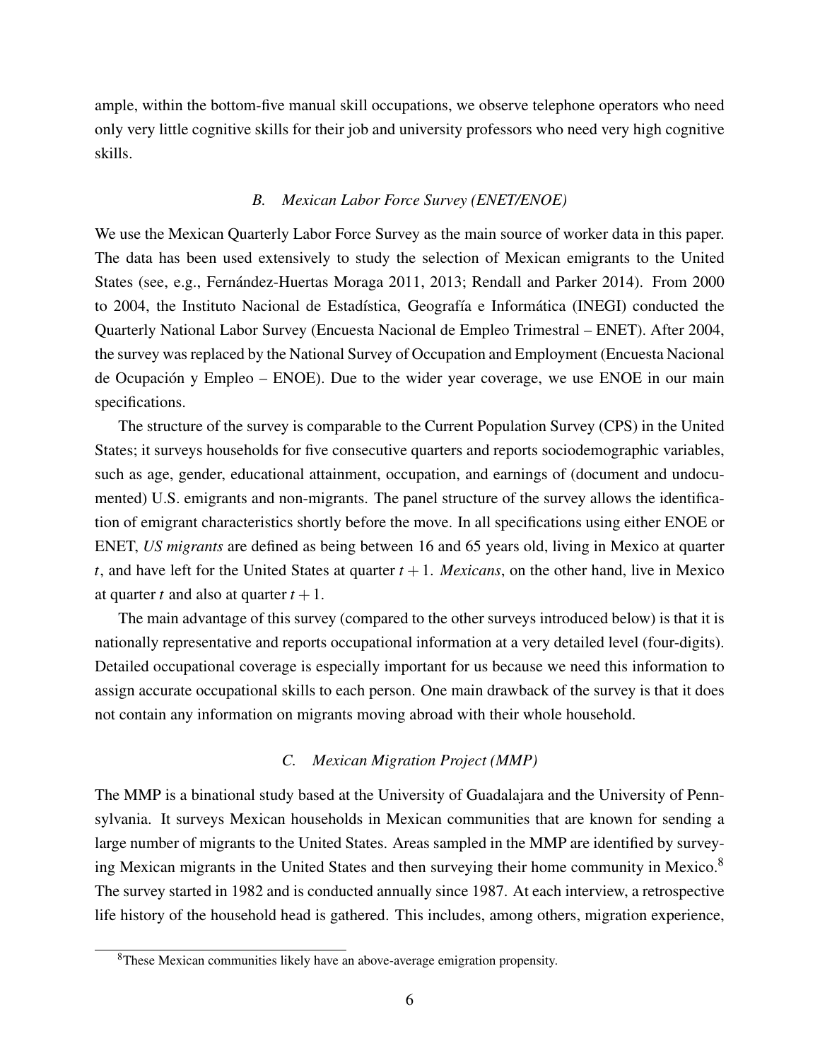ample, within the bottom-five manual skill occupations, we observe telephone operators who need only very little cognitive skills for their job and university professors who need very high cognitive skills.

### *B. Mexican Labor Force Survey (ENET/ENOE)*

We use the Mexican Quarterly Labor Force Survey as the main source of worker data in this paper. The data has been used extensively to study the selection of Mexican emigrants to the United States (see, e.g., Fernández-Huertas Moraga 2011, 2013; Rendall and Parker 2014). From 2000 to 2004, the Instituto Nacional de Estadística, Geografía e Informática (INEGI) conducted the Quarterly National Labor Survey (Encuesta Nacional de Empleo Trimestral – ENET). After 2004, the survey was replaced by the National Survey of Occupation and Employment (Encuesta Nacional de Ocupación y Empleo – ENOE). Due to the wider year coverage, we use ENOE in our main specifications.

The structure of the survey is comparable to the Current Population Survey (CPS) in the United States; it surveys households for five consecutive quarters and reports sociodemographic variables, such as age, gender, educational attainment, occupation, and earnings of (document and undocumented) U.S. emigrants and non-migrants. The panel structure of the survey allows the identification of emigrant characteristics shortly before the move. In all specifications using either ENOE or ENET, *US migrants* are defined as being between 16 and 65 years old, living in Mexico at quarter $t$, and have left for the United States at quarter $t+1$. *Mexicans*, on the other hand, live in Mexico at quarter $t$ and also at quarter $t+1$.

The main advantage of this survey (compared to the other surveys introduced below) is that it is nationally representative and reports occupational information at a very detailed level (four-digits). Detailed occupational coverage is especially important for us because we need this information to assign accurate occupational skills to each person. One main drawback of the survey is that it does not contain any information on migrants moving abroad with their whole household.

### *C. Mexican Migration Project (MMP)*

The MMP is a binational study based at the University of Guadalajara and the University of Pennsylvania. It surveys Mexican households in Mexican communities that are known for sending a large number of migrants to the United States. Areas sampled in the MMP are identified by surveying Mexican migrants in the United States and then surveying their home community in Mexico.[8] The survey started in 1982 and is conducted annually since 1987. At each interview, a retrospective life history of the household head is gathered. This includes, among others, migration experience,

[8]These Mexican communities likely have an above-average emigration propensity.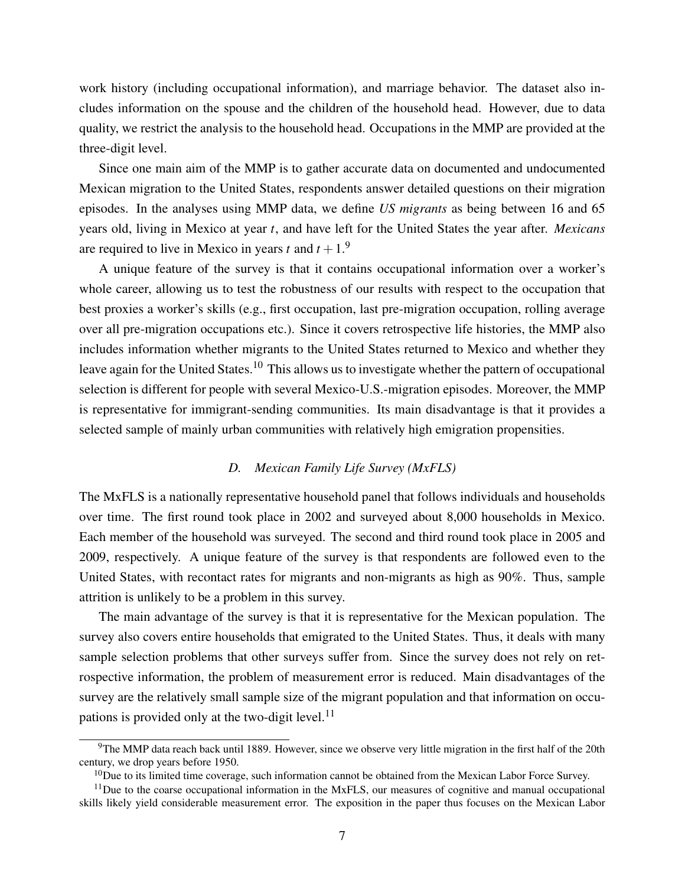work history (including occupational information), and marriage behavior. The dataset also includes information on the spouse and the children of the household head. However, due to data quality, we restrict the analysis to the household head. Occupations in the MMP are provided at the three-digit level.

Since one main aim of the MMP is to gather accurate data on documented and undocumented Mexican migration to the United States, respondents answer detailed questions on their migration episodes. In the analyses using MMP data, we define *US migrants* as being between 16 and 65 years old, living in Mexico at year $t$, and have left for the United States the year after. *Mexicans* are required to live in Mexico in years $t$ and $t+1$.[9]

A unique feature of the survey is that it contains occupational information over a worker's whole career, allowing us to test the robustness of our results with respect to the occupation that best proxies a worker's skills (e.g., first occupation, last pre-migration occupation, rolling average over all pre-migration occupations etc.). Since it covers retrospective life histories, the MMP also includes information whether migrants to the United States returned to Mexico and whether they leave again for the United States.[10] This allows us to investigate whether the pattern of occupational selection is different for people with several Mexico-U.S.-migration episodes. Moreover, the MMP is representative for immigrant-sending communities. Its main disadvantage is that it provides a selected sample of mainly urban communities with relatively high emigration propensities.

### D. *Mexican Family Life Survey (MxFLS)*

The MxFLS is a nationally representative household panel that follows individuals and households over time. The first round took place in 2002 and surveyed about 8,000 households in Mexico. Each member of the household was surveyed. The second and third round took place in 2005 and 2009, respectively. A unique feature of the survey is that respondents are followed even to the United States, with recontact rates for migrants and non-migrants as high as 90%. Thus, sample attrition is unlikely to be a problem in this survey.

The main advantage of the survey is that it is representative for the Mexican population. The survey also covers entire households that emigrated to the United States. Thus, it deals with many sample selection problems that other surveys suffer from. Since the survey does not rely on retrospective information, the problem of measurement error is reduced. Main disadvantages of the survey are the relatively small sample size of the migrant population and that information on occupations is provided only at the two-digit level.[11]

---

[9] The MMP data reach back until 1889. However, since we observe very little migration in the first half of the 20th century, we drop years before 1950.

[10] Due to its limited time coverage, such information cannot be obtained from the Mexican Labor Force Survey.

[11] Due to the coarse occupational information in the MxFLS, our measures of cognitive and manual occupational skills likely yield considerable measurement error. The exposition in the paper thus focuses on the Mexican Labor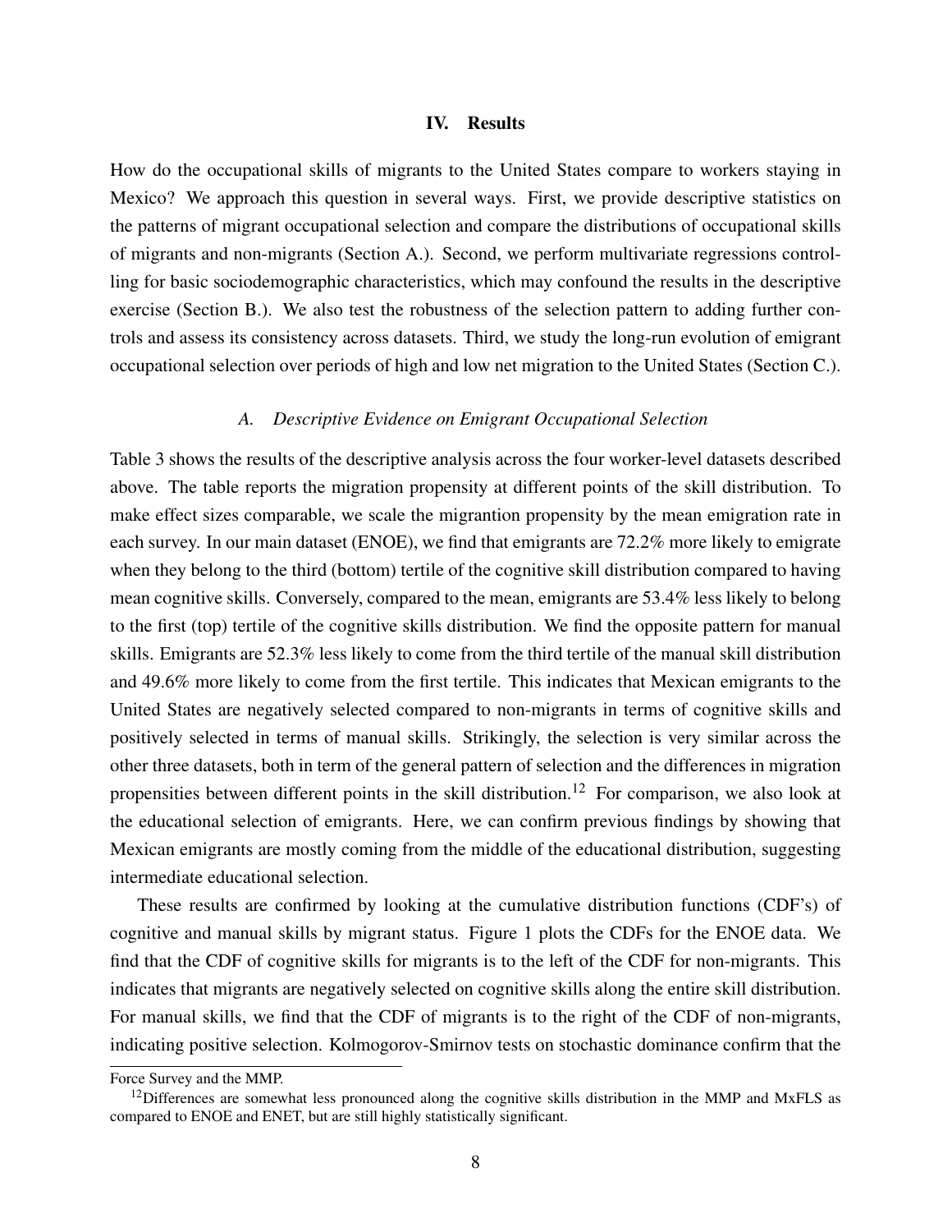## IV. Results

How do the occupational skills of migrants to the United States compare to workers staying in Mexico? We approach this question in several ways. First, we provide descriptive statistics on the patterns of migrant occupational selection and compare the distributions of occupational skills of migrants and non-migrants (Section A.). Second, we perform multivariate regressions controlling for basic sociodemographic characteristics, which may confound the results in the descriptive exercise (Section B.). We also test the robustness of the selection pattern to adding further controls and assess its consistency across datasets. Third, we study the long-run evolution of emigrant occupational selection over periods of high and low net migration to the United States (Section C.).

### *A. Descriptive Evidence on Emigrant Occupational Selection*

Table 3 shows the results of the descriptive analysis across the four worker-level datasets described above. The table reports the migration propensity at different points of the skill distribution. To make effect sizes comparable, we scale the migrantion propensity by the mean emigration rate in each survey. In our main dataset (ENOE), we find that emigrants are 72.2% more likely to emigrate when they belong to the third (bottom) tertile of the cognitive skill distribution compared to having mean cognitive skills. Conversely, compared to the mean, emigrants are 53.4% less likely to belong to the first (top) tertile of the cognitive skills distribution. We find the opposite pattern for manual skills. Emigrants are 52.3% less likely to come from the third tertile of the manual skill distribution and 49.6% more likely to come from the first tertile. This indicates that Mexican emigrants to the United States are negatively selected compared to non-migrants in terms of cognitive skills and positively selected in terms of manual skills. Strikingly, the selection is very similar across the other three datasets, both in term of the general pattern of selection and the differences in migration propensities between different points in the skill distribution.[12] For comparison, we also look at the educational selection of emigrants. Here, we can confirm previous findings by showing that Mexican emigrants are mostly coming from the middle of the educational distribution, suggesting intermediate educational selection.

These results are confirmed by looking at the cumulative distribution functions (CDF's) of cognitive and manual skills by migrant status. Figure 1 plots the CDFs for the ENOE data. We find that the CDF of cognitive skills for migrants is to the left of the CDF for non-migrants. This indicates that migrants are negatively selected on cognitive skills along the entire skill distribution. For manual skills, we find that the CDF of migrants is to the right of the CDF of non-migrants, indicating positive selection. Kolmogorov-Smirnov tests on stochastic dominance confirm that the

Force Survey and the MMP.

[12] Differences are somewhat less pronounced along the cognitive skills distribution in the MMP and MxFLS as compared to ENOE and ENET, but are still highly statistically significant.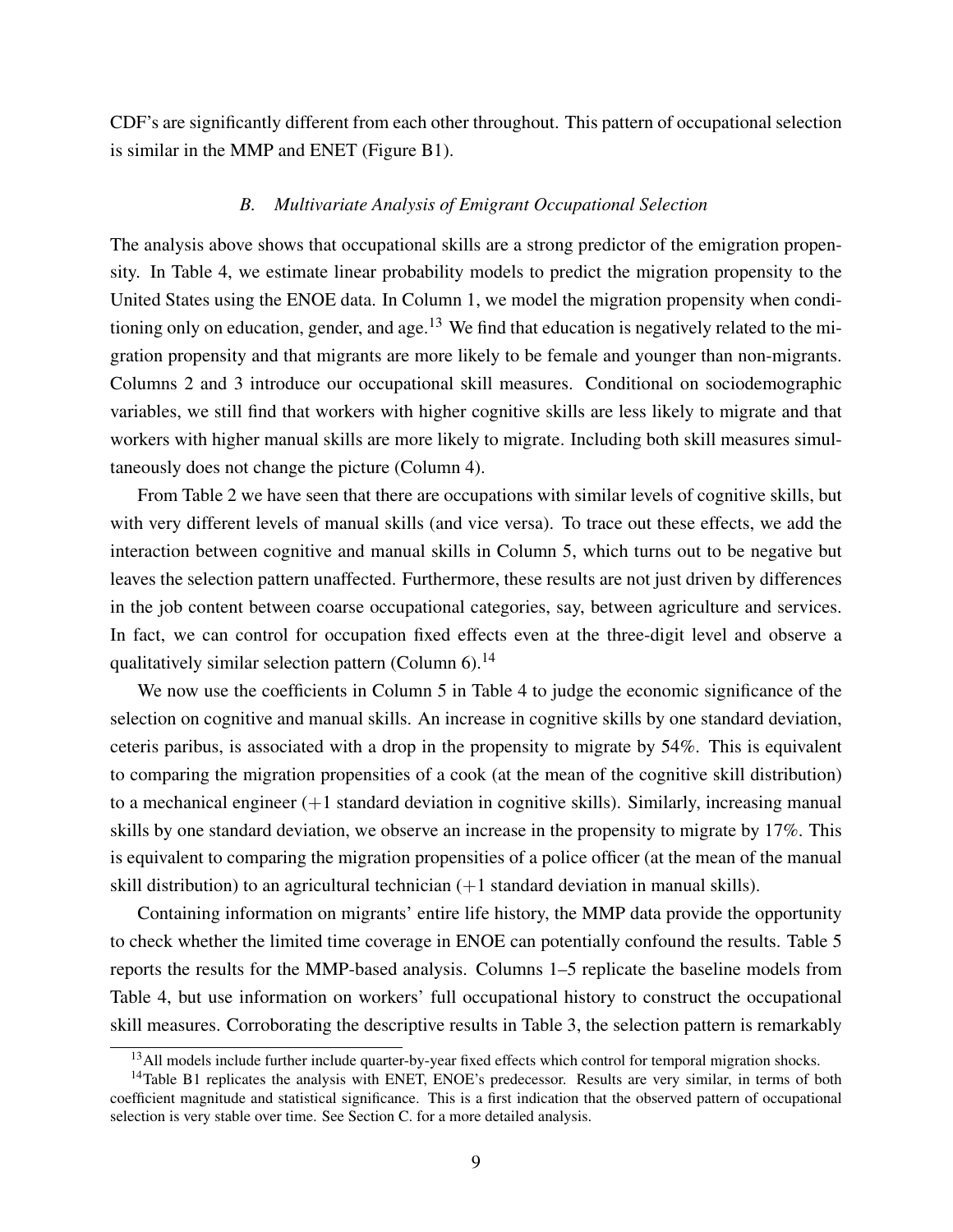CDF's are significantly different from each other throughout. This pattern of occupational selection is similar in the MMP and ENET (Figure B1).

### *B. Multivariate Analysis of Emigrant Occupational Selection*

The analysis above shows that occupational skills are a strong predictor of the emigration propensity. In Table 4, we estimate linear probability models to predict the migration propensity to the United States using the ENOE data. In Column 1, we model the migration propensity when conditioning only on education, gender, and age.[13] We find that education is negatively related to the migration propensity and that migrants are more likely to be female and younger than non-migrants. Columns 2 and 3 introduce our occupational skill measures. Conditional on sociodemographic variables, we still find that workers with higher cognitive skills are less likely to migrate and that workers with higher manual skills are more likely to migrate. Including both skill measures simultaneously does not change the picture (Column 4).

From Table 2 we have seen that there are occupations with similar levels of cognitive skills, but with very different levels of manual skills (and vice versa). To trace out these effects, we add the interaction between cognitive and manual skills in Column 5, which turns out to be negative but leaves the selection pattern unaffected. Furthermore, these results are not just driven by differences in the job content between coarse occupational categories, say, between agriculture and services. In fact, we can control for occupation fixed effects even at the three-digit level and observe a qualitatively similar selection pattern (Column 6).[14]

We now use the coefficients in Column 5 in Table 4 to judge the economic significance of the selection on cognitive and manual skills. An increase in cognitive skills by one standard deviation, ceteris paribus, is associated with a drop in the propensity to migrate by 54%. This is equivalent to comparing the migration propensities of a cook (at the mean of the cognitive skill distribution) to a mechanical engineer (+1 standard deviation in cognitive skills). Similarly, increasing manual skills by one standard deviation, we observe an increase in the propensity to migrate by 17%. This is equivalent to comparing the migration propensities of a police officer (at the mean of the manual skill distribution) to an agricultural technician (+1 standard deviation in manual skills).

Containing information on migrants' entire life history, the MMP data provide the opportunity to check whether the limited time coverage in ENOE can potentially confound the results. Table 5 reports the results for the MMP-based analysis. Columns 1–5 replicate the baseline models from Table 4, but use information on workers' full occupational history to construct the occupational skill measures. Corroborating the descriptive results in Table 3, the selection pattern is remarkably

[13] All models include further include quarter-by-year fixed effects which control for temporal migration shocks.

[14] Table B1 replicates the analysis with ENET, ENOE's predecessor. Results are very similar, in terms of both coefficient magnitude and statistical significance. This is a first indication that the observed pattern of occupational selection is very stable over time. See Section C. for a more detailed analysis.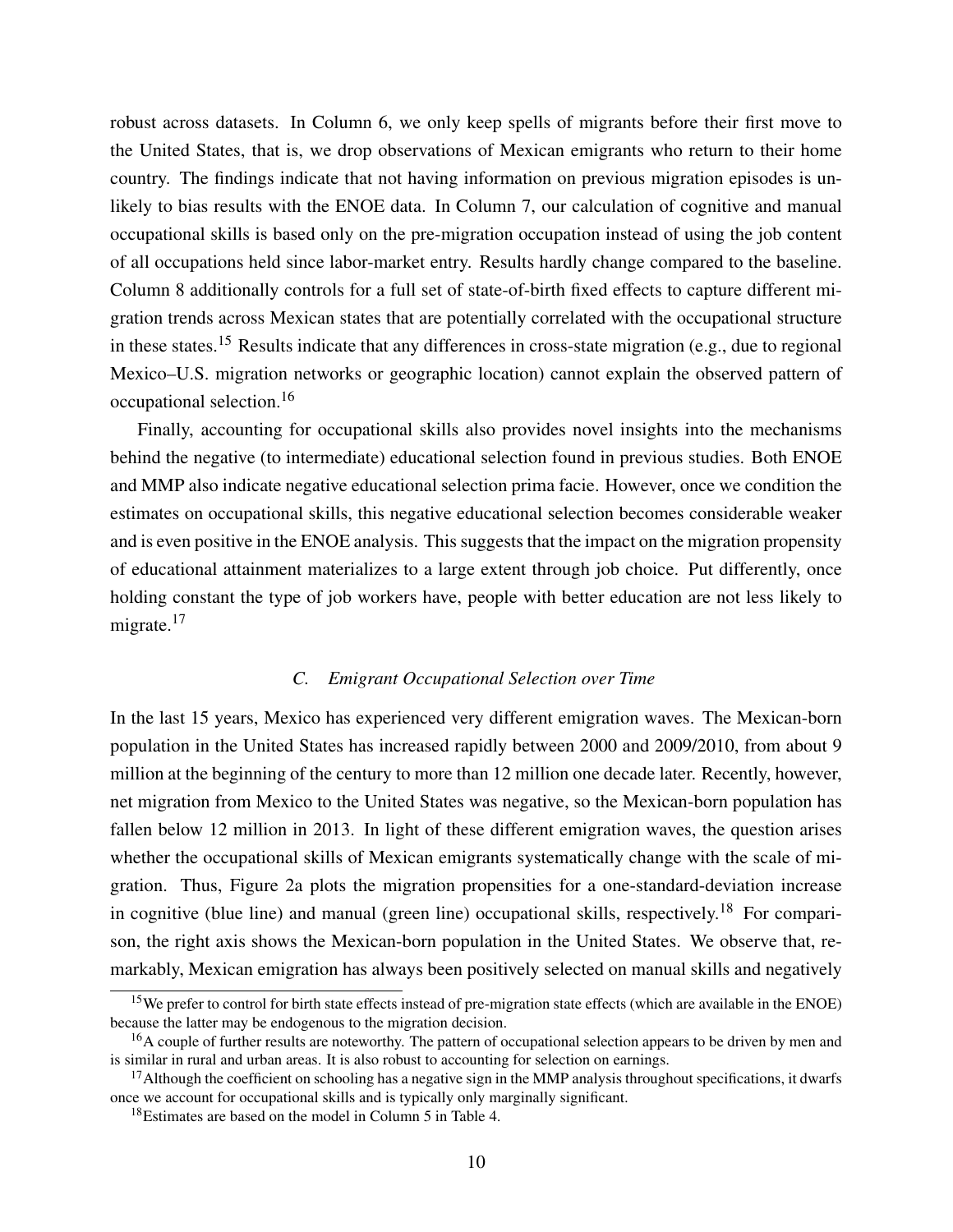robust across datasets. In Column 6, we only keep spells of migrants before their first move to the United States, that is, we drop observations of Mexican emigrants who return to their home country. The findings indicate that not having information on previous migration episodes is unlikely to bias results with the ENOE data. In Column 7, our calculation of cognitive and manual occupational skills is based only on the pre-migration occupation instead of using the job content of all occupations held since labor-market entry. Results hardly change compared to the baseline. Column 8 additionally controls for a full set of state-of-birth fixed effects to capture different migration trends across Mexican states that are potentially correlated with the occupational structure in these states.[15] Results indicate that any differences in cross-state migration (e.g., due to regional Mexico–U.S. migration networks or geographic location) cannot explain the observed pattern of occupational selection.[16]

Finally, accounting for occupational skills also provides novel insights into the mechanisms behind the negative (to intermediate) educational selection found in previous studies. Both ENOE and MMP also indicate negative educational selection prima facie. However, once we condition the estimates on occupational skills, this negative educational selection becomes considerable weaker and is even positive in the ENOE analysis. This suggests that the impact on the migration propensity of educational attainment materializes to a large extent through job choice. Put differently, once holding constant the type of job workers have, people with better education are not less likely to migrate.[17]

### *C. Emigrant Occupational Selection over Time*

In the last 15 years, Mexico has experienced very different emigration waves. The Mexican-born population in the United States has increased rapidly between 2000 and 2009/2010, from about 9 million at the beginning of the century to more than 12 million one decade later. Recently, however, net migration from Mexico to the United States was negative, so the Mexican-born population has fallen below 12 million in 2013. In light of these different emigration waves, the question arises whether the occupational skills of Mexican emigrants systematically change with the scale of migration. Thus, Figure 2a plots the migration propensities for a one-standard-deviation increase in cognitive (blue line) and manual (green line) occupational skills, respectively.[18] For comparison, the right axis shows the Mexican-born population in the United States. We observe that, remarkably, Mexican emigration has always been positively selected on manual skills and negatively

---

[15] We prefer to control for birth state effects instead of pre-migration state effects (which are available in the ENOE) because the latter may be endogenous to the migration decision.

[16] A couple of further results are noteworthy. The pattern of occupational selection appears to be driven by men and is similar in rural and urban areas. It is also robust to accounting for selection on earnings.

[17] Although the coefficient on schooling has a negative sign in the MMP analysis throughout specifications, it dwarfs once we account for occupational skills and is typically only marginally significant.

[18] Estimates are based on the model in Column 5 in Table 4.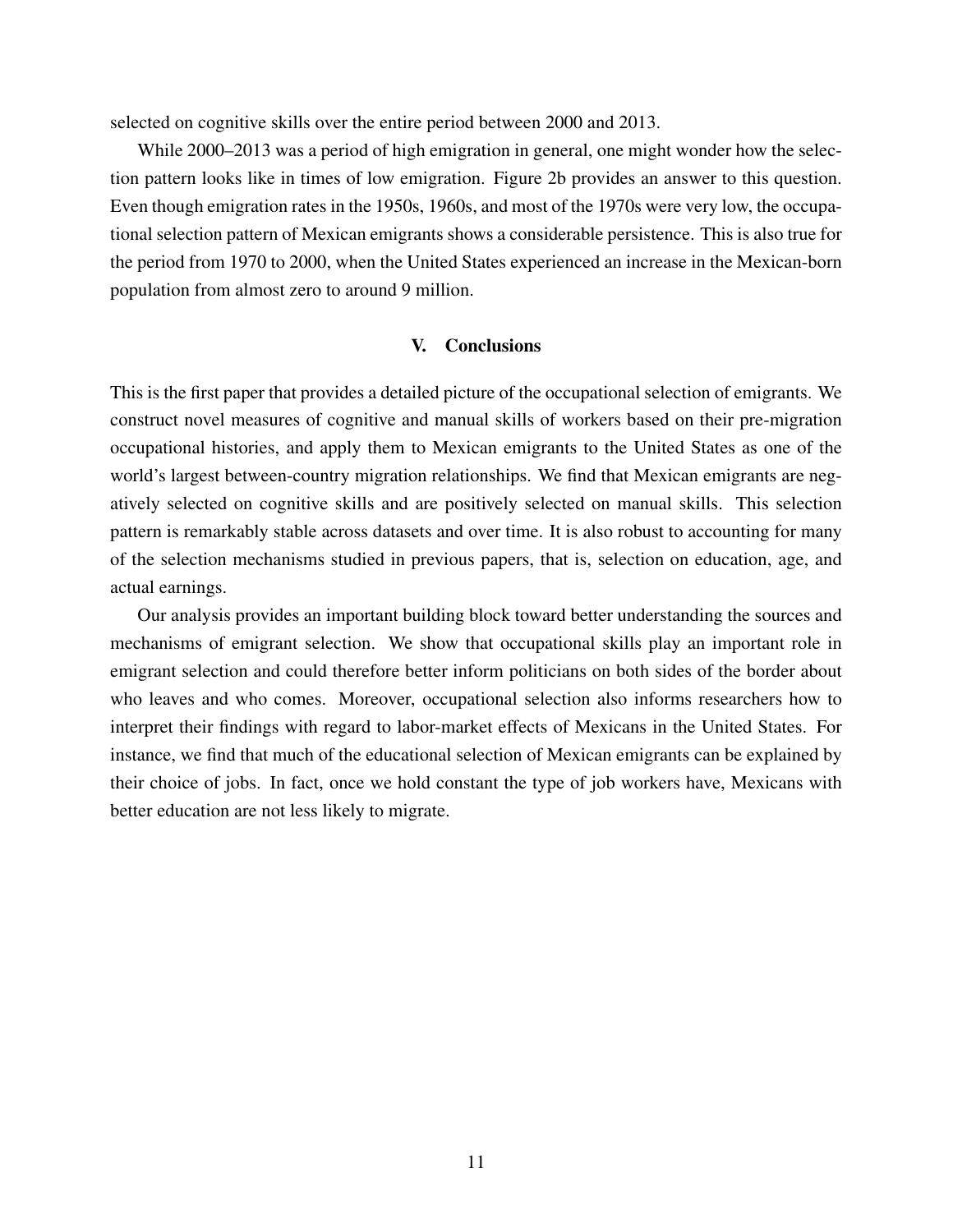selected on cognitive skills over the entire period between 2000 and 2013.

While 2000–2013 was a period of high emigration in general, one might wonder how the selection pattern looks like in times of low emigration. Figure 2b provides an answer to this question. Even though emigration rates in the 1950s, 1960s, and most of the 1970s were very low, the occupational selection pattern of Mexican emigrants shows a considerable persistence. This is also true for the period from 1970 to 2000, when the United States experienced an increase in the Mexican-born population from almost zero to around 9 million.

## V. Conclusions

This is the first paper that provides a detailed picture of the occupational selection of emigrants. We construct novel measures of cognitive and manual skills of workers based on their pre-migration occupational histories, and apply them to Mexican emigrants to the United States as one of the world's largest between-country migration relationships. We find that Mexican emigrants are negatively selected on cognitive skills and are positively selected on manual skills. This selection pattern is remarkably stable across datasets and over time. It is also robust to accounting for many of the selection mechanisms studied in previous papers, that is, selection on education, age, and actual earnings.

Our analysis provides an important building block toward better understanding the sources and mechanisms of emigrant selection. We show that occupational skills play an important role in emigrant selection and could therefore better inform politicians on both sides of the border about who leaves and who comes. Moreover, occupational selection also informs researchers how to interpret their findings with regard to labor-market effects of Mexicans in the United States. For instance, we find that much of the educational selection of Mexican emigrants can be explained by their choice of jobs. In fact, once we hold constant the type of job workers have, Mexicans with better education are not less likely to migrate.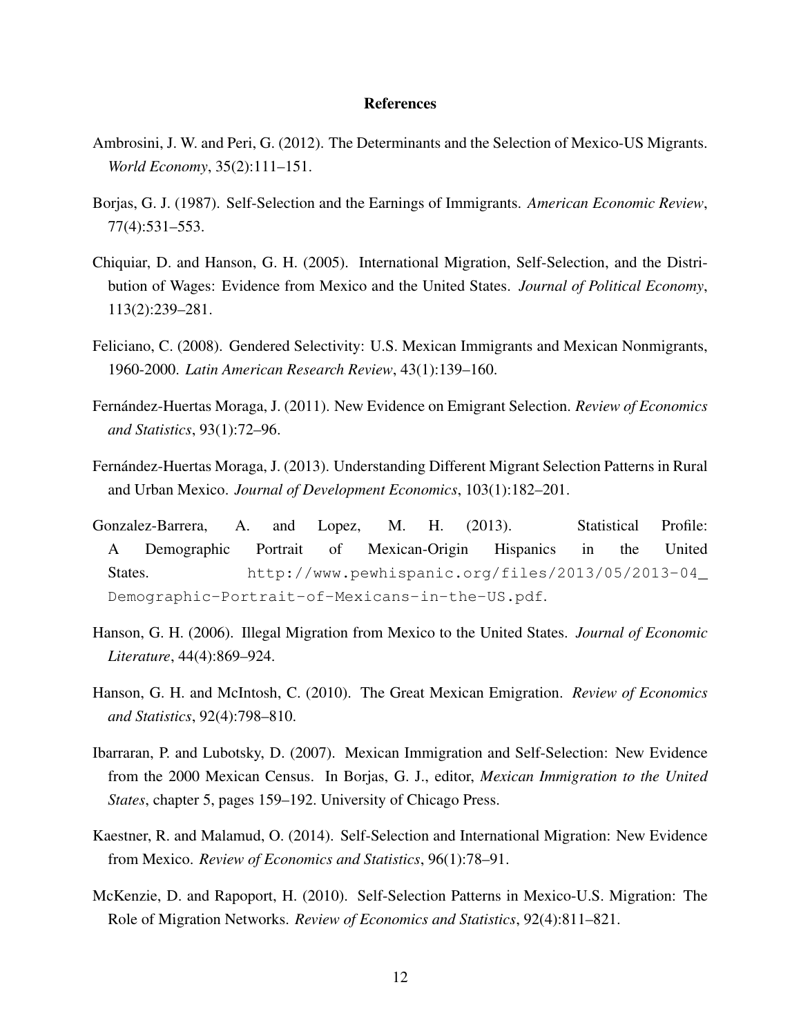# References

Ambrosini, J. W. and Peri, G. (2012). The Determinants and the Selection of Mexico-US Migrants. *World Economy*, 35(2):111–151.

Borjas, G. J. (1987). Self-Selection and the Earnings of Immigrants. *American Economic Review*, 77(4):531–553.

Chiquiar, D. and Hanson, G. H. (2005). International Migration, Self-Selection, and the Distribution of Wages: Evidence from Mexico and the United States. *Journal of Political Economy*, 113(2):239–281.

Feliciano, C. (2008). Gendered Selectivity: U.S. Mexican Immigrants and Mexican Nonmigrants, 1960-2000. *Latin American Research Review*, 43(1):139–160.

Fernández-Huertas Moraga, J. (2011). New Evidence on Emigrant Selection. *Review of Economics and Statistics*, 93(1):72–96.

Fernández-Huertas Moraga, J. (2013). Understanding Different Migrant Selection Patterns in Rural and Urban Mexico. *Journal of Development Economics*, 103(1):182–201.

Gonzalez-Barrera, A. and Lopez, M. H. (2013). Statistical Profile: A Demographic Portrait of Mexican-Origin Hispanics in the United States. `http://www.pewhispanic.org/files/2013/05/2013-04_Demographic-Portrait-of-Mexicans-in-the-US.pdf`.

Hanson, G. H. (2006). Illegal Migration from Mexico to the United States. *Journal of Economic Literature*, 44(4):869–924.

Hanson, G. H. and McIntosh, C. (2010). The Great Mexican Emigration. *Review of Economics and Statistics*, 92(4):798–810.

Ibarraran, P. and Lubotsky, D. (2007). Mexican Immigration and Self-Selection: New Evidence from the 2000 Mexican Census. In Borjas, G. J., editor, *Mexican Immigration to the United States*, chapter 5, pages 159–192. University of Chicago Press.

Kaestner, R. and Malamud, O. (2014). Self-Selection and International Migration: New Evidence from Mexico. *Review of Economics and Statistics*, 96(1):78–91.

McKenzie, D. and Rapoport, H. (2010). Self-Selection Patterns in Mexico-U.S. Migration: The Role of Migration Networks. *Review of Economics and Statistics*, 92(4):811–821.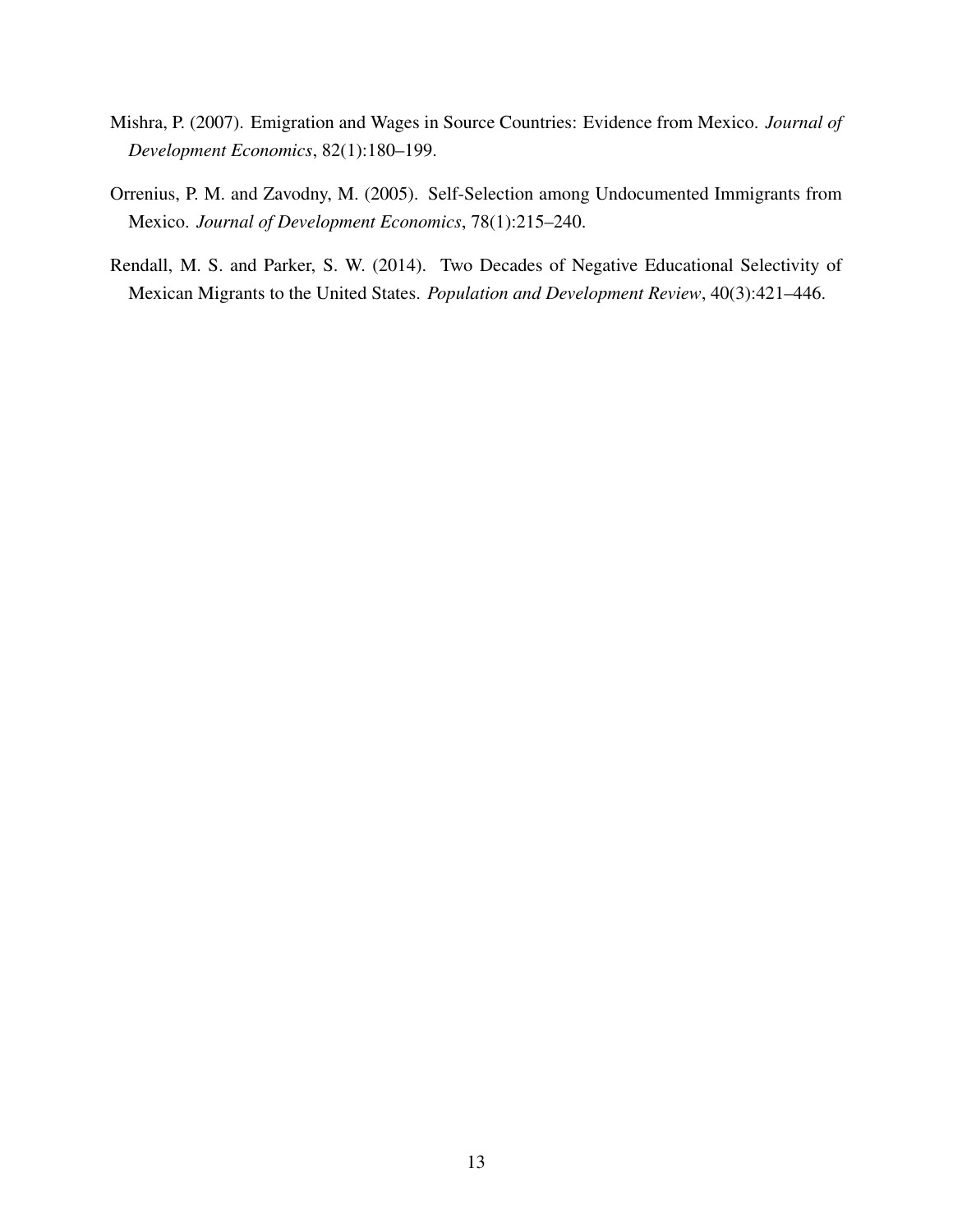Mishra, P. (2007). Emigration and Wages in Source Countries: Evidence from Mexico. *Journal of Development Economics*, 82(1):180–199.

Orrenius, P. M. and Zavodny, M. (2005). Self-Selection among Undocumented Immigrants from Mexico. *Journal of Development Economics*, 78(1):215–240.

Rendall, M. S. and Parker, S. W. (2014). Two Decades of Negative Educational Selectivity of Mexican Migrants to the United States. *Population and Development Review*, 40(3):421–446.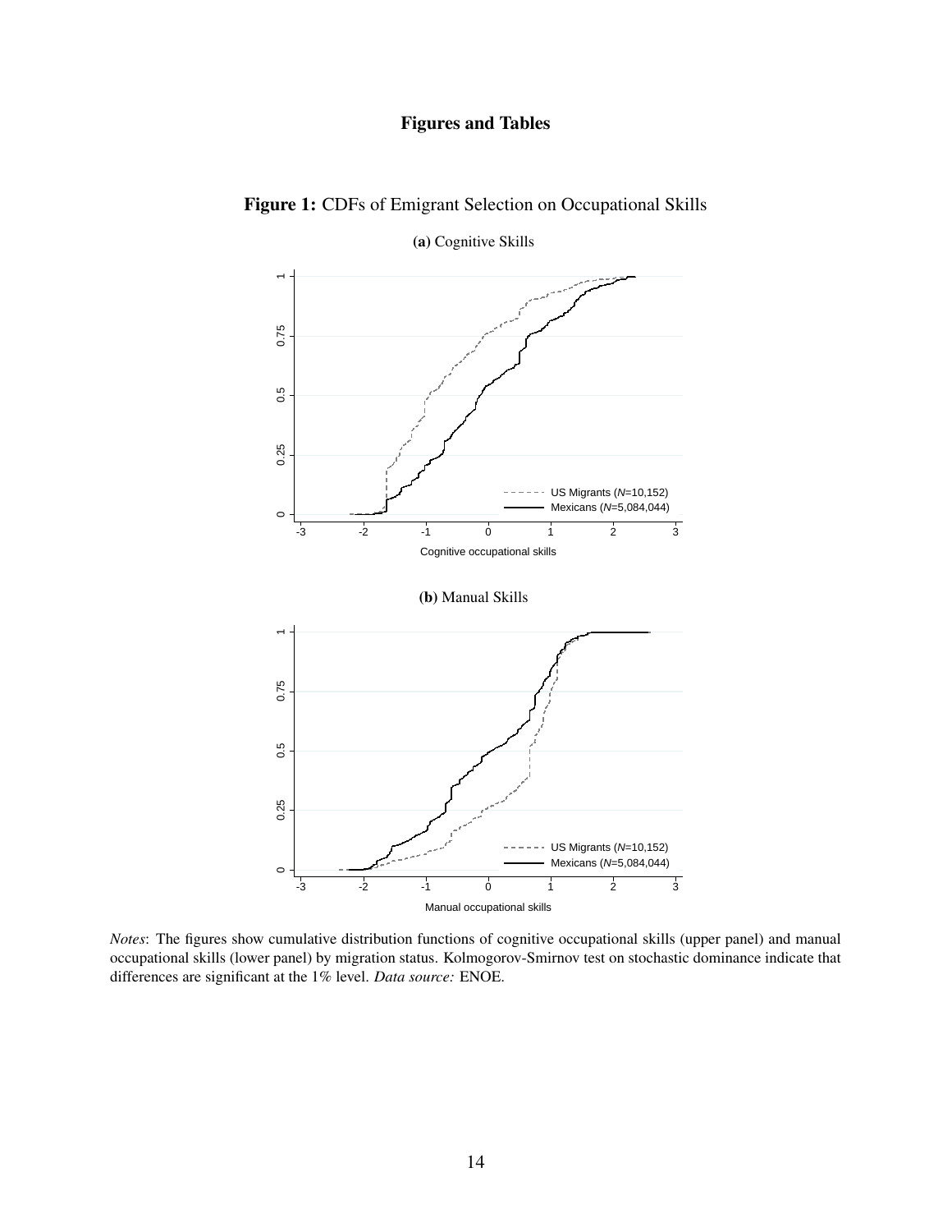## Figures and Tables

**Figure 1:** CDFs of Emigrant Selection on Occupational Skills

**(a)** Cognitive Skills

**(b)** Manual Skills

*Notes*: The figures show cumulative distribution functions of cognitive occupational skills (upper panel) and manual occupational skills (lower panel) by migration status. Kolmogorov-Smirnov test on stochastic dominance indicate that differences are significant at the 1% level. *Data source:* ENOE.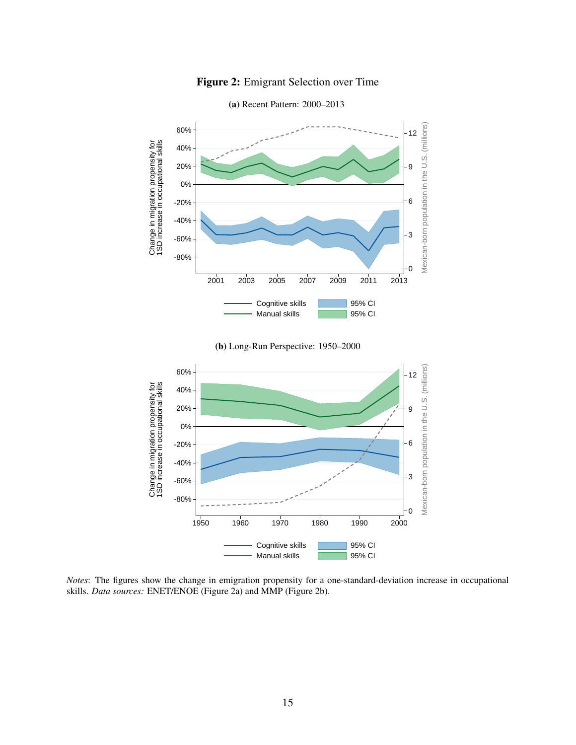**Figure 2:** Emigrant Selection over Time

**(a)** Recent Pattern: 2000–2013

**(b)** Long-Run Perspective: 1950–2000

*Notes*: The figures show the change in emigration propensity for a one-standard-deviation increase in occupational skills. *Data sources:* ENET/ENOE (Figure 2a) and MMP (Figure 2b).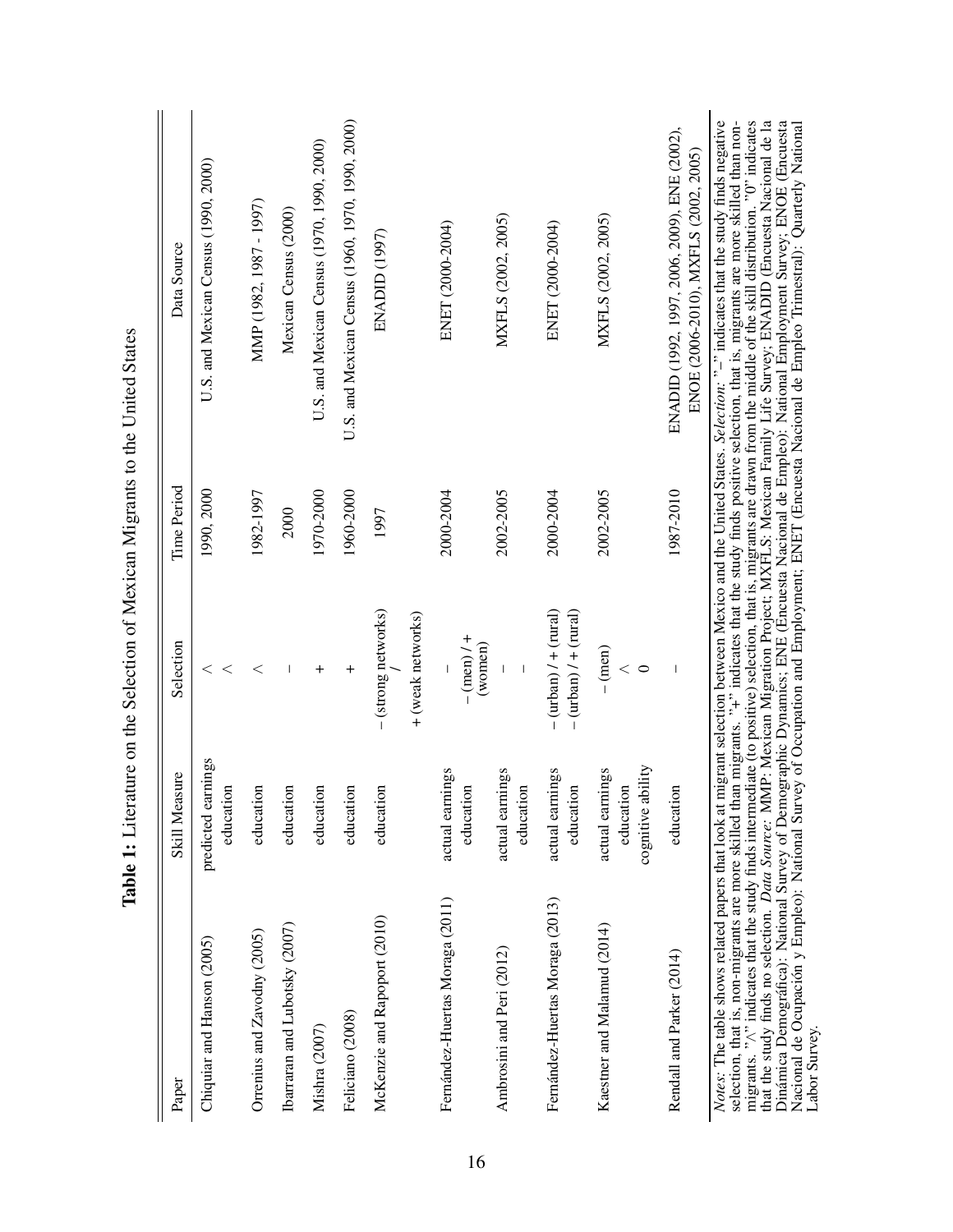**Table 1:** Literature on the Selection of Mexican Migrants to the United States

| Paper | Skill Measure | Selection | Time Period | Data Source |
|---|---|---|---|---|
| Chiquiar and Hanson (2005) | predicted earnings | ∧ | 1990, 2000 | U.S. and Mexican Census (1990, 2000) |
| | education | ∧ | | |
| Orrenius and Zavodny (2005) | education | ∧ | 1982-1997 | MMP (1982, 1987 - 1997) |
| Ibarraran and Lubotsky (2007) | education | – | 2000 | Mexican Census (2000) |
| Mishra (2007) | education | + | 1970-2000 | U.S. and Mexican Census (1970, 1990, 2000) |
| Feliciano (2008) | education | + | 1960-2000 | U.S. and Mexican Census (1960, 1970, 1990, 2000) |
| McKenzie and Rapoport (2010) | education | – (strong networks) / + (weak networks) | 1997 | ENADID (1997) |
| Fernández-Huertas Moraga (2011) | actual earnings | – | 2000-2004 | ENET (2000-2004) |
| | education | – (men) / + (women) | | |
| Ambrosini and Peri (2012) | actual earnings | – | 2002-2005 | MXFLS (2002, 2005) |
| | education | – | | |
| Fernández-Huertas Moraga (2013) | actual earnings | – (urban) / + (rural) | 2000-2004 | ENET (2000-2004) |
| | education | – (urban) / + (rural) | | |
| Kaestner and Malamud (2014) | actual earnings | – (men) | 2002-2005 | MXFLS (2002, 2005) |
| | education | ∧ | | |
| | cognitive ability | 0 | | |
| Rendall and Parker (2014) | education | – | 1987-2010 | ENADID (1992, 1997, 2006, 2009), ENE (2002), ENOE (2006-2010), MXFLS (2002, 2005) |

*Notes:* The table shows related papers that look at migrant selection between Mexico and the United States. *Selection:* "–" indicates that the study finds negative selection, that is, non-migrants are more skilled than migrants. "+" indicates that the study finds positive selection, that is, migrants are more skilled than non-migrants. "∧" indicates that the study finds intermediate (to positive) selection, that is, migrants are drawn from the middle of the skill distribution. "0" indicates that the study finds no selection. *Data Source:* MMP: Mexican Migration Project; MXFLS: Mexican Family Life Survey; ENADID (Encuesta Nacional de la Dinámica Demográfica): National Survey of Demographic Dynamics; ENE (Encuesta Nacional de Empleo): National Employment Survey; ENOE (Encuesta Nacional de Ocupación y Empleo): National Survey of Occupation and Employment; ENET (Encuesta Nacional de Empleo Trimestral): Quarterly National Labor Survey.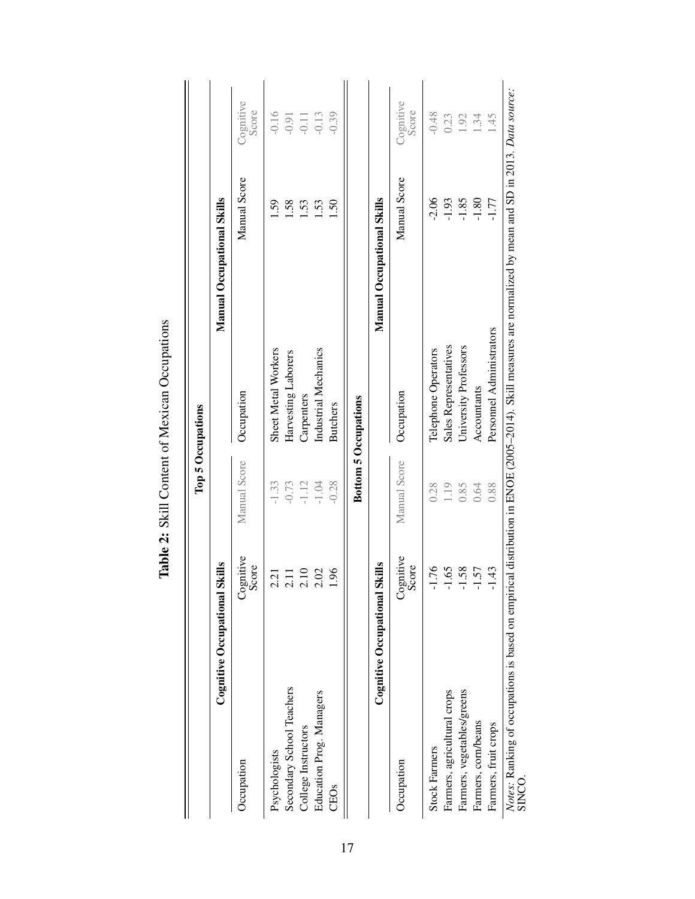**Table 2:** Skill Content of Mexican Occupations

| Top 5 Occupations | | | | | |
|---|---|---|---|---|---|
| **Cognitive Occupational Skills** | | | **Manual Occupational Skills** | | |
| Occupation | Cognitive Score | Manual Score | Occupation | Manual Score | Cognitive Score |
| Psychologists | 2.21 | -1.33 | Sheet Metal Workers | 1.59 | -0.16 |
| Secondary School Teachers | 2.11 | -0.73 | Harvesting Laborers | 1.58 | -0.91 |
| College Instructors | 2.10 | -1.12 | Carpenters | 1.53 | -0.11 |
| Education Prog. Managers | 2.02 | -1.04 | Industrial Mechanics | 1.53 | -0.13 |
| CEOs | 1.96 | -0.28 | Butchers | 1.50 | -0.39 |

| Bottom 5 Occupations | | | | | |
|---|---|---|---|---|---|
| **Cognitive Occupational Skills** | | | **Manual Occupational Skills** | | |
| Occupation | Cognitive Score | Manual Score | Occupation | Manual Score | Cognitive Score |
| Stock Farmers | -1.76 | 0.28 | Telephone Operators | -2.06 | -0.48 |
| Farmers, agricultural crops | -1.65 | 1.19 | Sales Representatives | -1.93 | 0.23 |
| Farmers, vegetables/greens | -1.58 | 0.85 | University Professors | -1.85 | 1.92 |
| Farmers, corn/beans | -1.57 | 0.64 | Accountants | -1.80 | 1.34 |
| Farmers, fruit crops | -1.43 | 0.88 | Personnel Administrators | -1.77 | 1.45 |

*Notes:* Ranking of occupations is based on empirical distribution in ENOE (2005–2014). Skill measures are normalized by mean and SD in 2013. *Data source:* SINCO.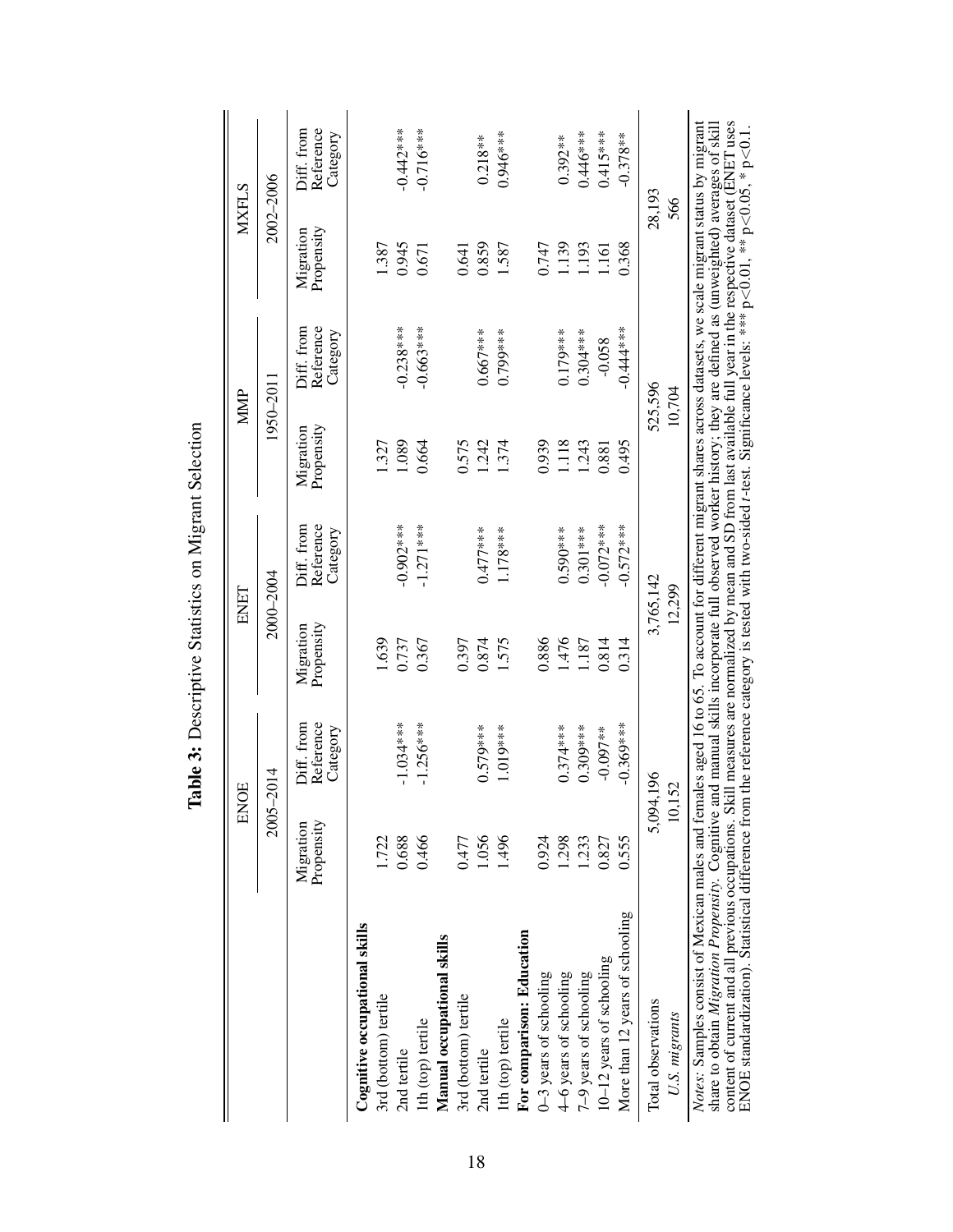**Table 3:** Descriptive Statistics on Migrant Selection

| | ENOE | | ENET | | MMP | | MXFLS | |
|---|---|---|---|---|---|---|---|---|
| | 2005–2014 | | 2000–2004 | | 1950–2011 | | 2002–2006 | |
| | Migration Propensity | Diff. from Reference Category | Migration Propensity | Diff. from Reference Category | Migration Propensity | Diff. from Reference Category | Migration Propensity | Diff. from Reference Category |
| **Cognitive occupational skills** | | | | | | | | |
| 3rd (bottom) tertile | 1.722 | | 1.639 | | 1.327 | | 1.387 | |
| 2nd tertile | 0.688 | -1.034*** | 0.737 | -0.902*** | 1.089 | -0.238*** | 0.945 | -0.442*** |
| 1th (top) tertile | 0.466 | -1.256*** | 0.367 | -1.271*** | 0.664 | -0.663*** | 0.671 | -0.716*** |
| **Manual occupational skills** | | | | | | | | |
| 3rd (bottom) tertile | 0.477 | | 0.397 | | 0.575 | | 0.641 | |
| 2nd tertile | 1.056 | 0.579*** | 0.874 | 0.477*** | 1.242 | 0.667*** | 0.859 | 0.218** |
| 1th (top) tertile | 1.496 | 1.019*** | 1.575 | 1.178*** | 1.374 | 0.799*** | 1.587 | 0.946*** |
| **For comparison: Education** | | | | | | | | |
| 0–3 years of schooling | 0.924 | | 0.886 | | 0.939 | | 0.747 | |
| 4–6 years of schooling | 1.298 | 0.374*** | 1.476 | 0.590*** | 1.118 | 0.179*** | 1.139 | 0.392** |
| 7–9 years of schooling | 1.233 | 0.309*** | 1.187 | 0.301*** | 1.243 | 0.304*** | 1.193 | 0.446*** |
| 10–12 years of schooling | 0.827 | -0.097** | 0.814 | -0.072*** | 0.881 | -0.058 | 1.161 | 0.415*** |
| More than 12 years of schooling | 0.555 | -0.369*** | 0.314 | -0.572*** | 0.495 | -0.444*** | 0.368 | -0.378** |
| Total observations | 5,094,196 | | 3,765,142 | | 525,596 | | 28,193 | |
| *U.S. migrants* | 10,152 | | 12,299 | | 10,704 | | 566 | |

*Notes:* Samples consist of Mexican males and females aged 16 to 65. To account for different migrant shares across datasets, we scale migrant status by migrant share to obtain *Migration Propensity*. Cognitive and manual skills incorporate full observed worker history; they are defined as (unweighted) averages of skill content of current and all previous occupations. Skill measures are normalized by mean and SD from last available full year in the respective dataset (ENET uses ENOE standardization). Statistical difference from the reference category is tested with two-sided *t*-test. Significance levels: *** $p<0.01$, ** $p<0.05$, * $p<0.1$.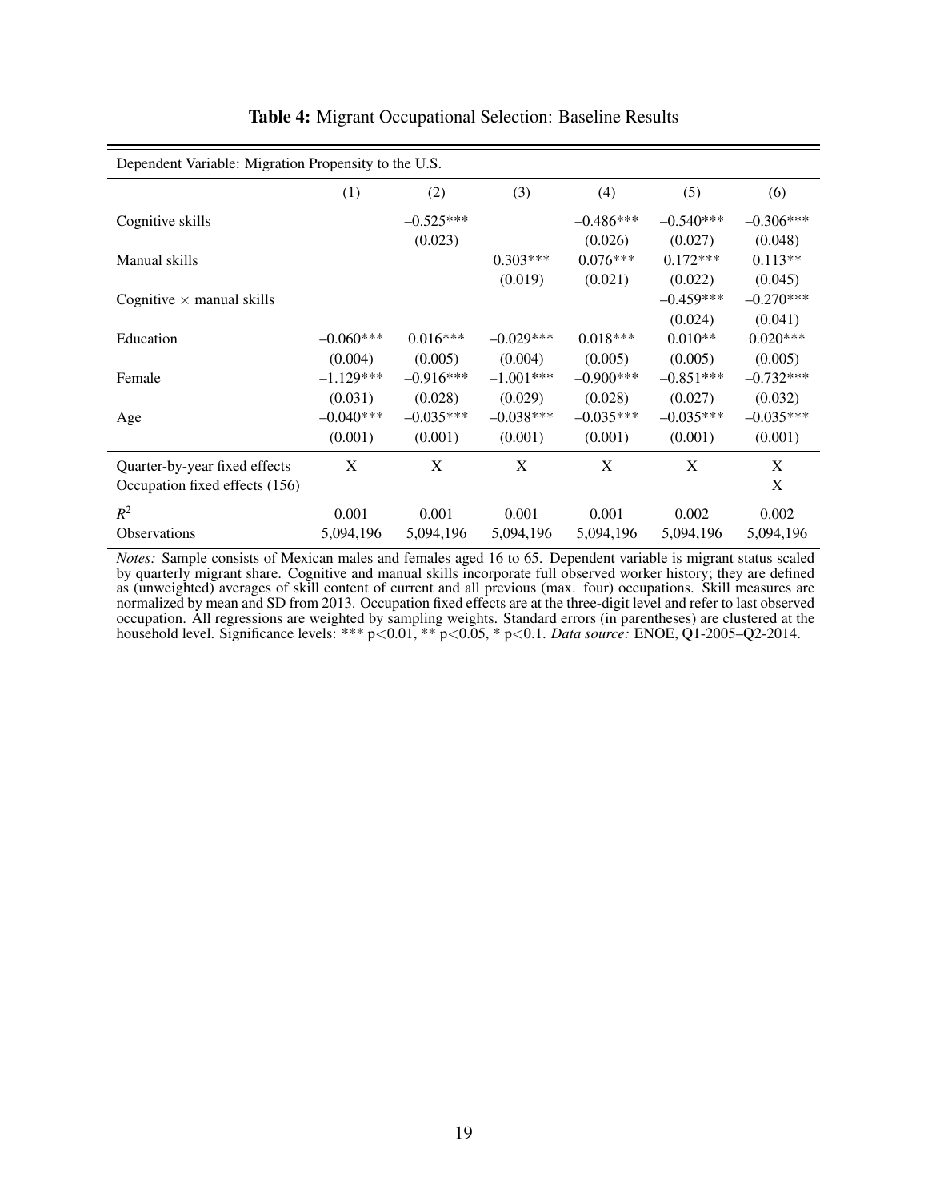**Table 4:** Migrant Occupational Selection: Baseline Results

| Dependent Variable: Migration Propensity to the U.S. | | | | | | |
|---|---|---|---|---|---|---|
| | (1) | (2) | (3) | (4) | (5) | (6) |
| Cognitive skills | | –0.525*** | | –0.486*** | –0.540*** | –0.306*** |
| | | (0.023) | | (0.026) | (0.027) | (0.048) |
| Manual skills | | | 0.303*** | 0.076*** | 0.172*** | 0.113** |
| | | | (0.019) | (0.021) | (0.022) | (0.045) |
| Cognitive × manual skills | | | | | –0.459*** | –0.270*** |
| | | | | | (0.024) | (0.041) |
| Education | –0.060*** | 0.016*** | –0.029*** | 0.018*** | 0.010** | 0.020*** |
| | (0.004) | (0.005) | (0.004) | (0.005) | (0.005) | (0.005) |
| Female | –1.129*** | –0.916*** | –1.001*** | –0.900*** | –0.851*** | –0.732*** |
| | (0.031) | (0.028) | (0.029) | (0.028) | (0.027) | (0.032) |
| Age | –0.040*** | –0.035*** | –0.038*** | –0.035*** | –0.035*** | –0.035*** |
| | (0.001) | (0.001) | (0.001) | (0.001) | (0.001) | (0.001) |
| Quarter-by-year fixed effects | X | X | X | X | X | X |
| Occupation fixed effects (156) | | | | | | X |
| $R^2$ | 0.001 | 0.001 | 0.001 | 0.001 | 0.002 | 0.002 |
| Observations | 5,094,196 | 5,094,196 | 5,094,196 | 5,094,196 | 5,094,196 | 5,094,196 |

*Notes:* Sample consists of Mexican males and females aged 16 to 65. Dependent variable is migrant status scaled by quarterly migrant share. Cognitive and manual skills incorporate full observed worker history; they are defined as (unweighted) averages of skill content of current and all previous (max. four) occupations. Skill measures are normalized by mean and SD from 2013. Occupation fixed effects are at the three-digit level and refer to last observed occupation. All regressions are weighted by sampling weights. Standard errors (in parentheses) are clustered at the household level. Significance levels: *** $p<0.01$, ** $p<0.05$, * $p<0.1$. *Data source:* ENOE, Q1-2005–Q2-2014.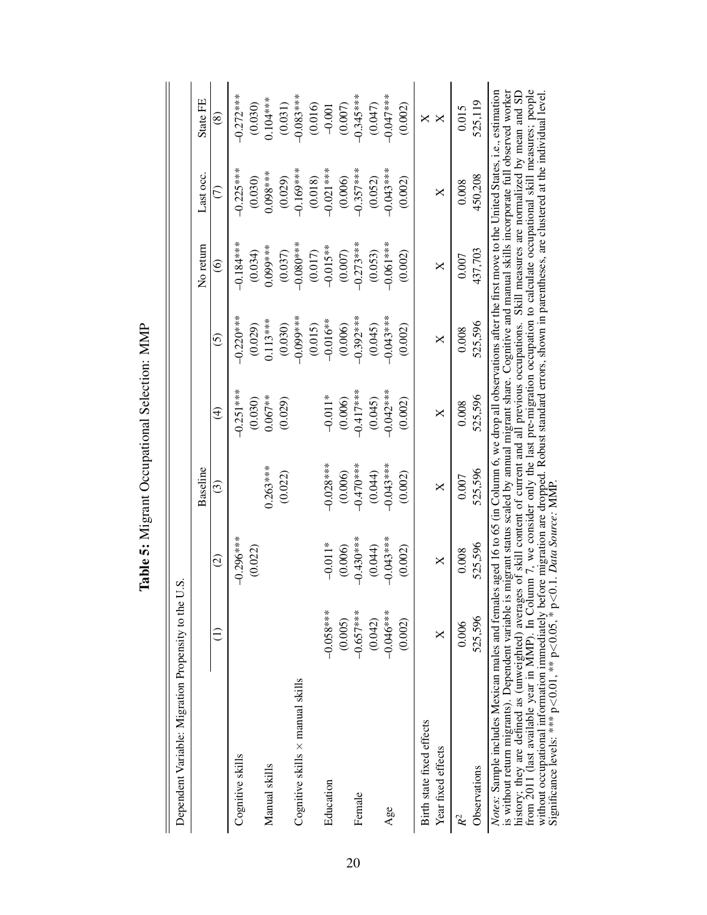**Table 5:** Migrant Occupational Selection: MMP

Dependent Variable: Migration Propensity to the U.S.

| | | | Baseline | | | No return | Last occ. | State FE |
|---|---|---|---|---|---|---|---|---|
| | (1) | (2) | (3) | (4) | (5) | (6) | (7) | (8) |
| Cognitive skills | | −0.296*** | | −0.251*** | −0.220*** | −0.184*** | −0.225*** | −0.272*** |
| | | (0.022) | | (0.030) | (0.029) | (0.034) | (0.030) | (0.030) |
| Manual skills | | | 0.263*** | 0.067** | 0.113*** | 0.099*** | 0.098*** | 0.104*** |
| | | | (0.022) | (0.029) | (0.030) | (0.037) | (0.029) | (0.031) |
| Cognitive skills × manual skills | | | | | −0.099*** | −0.080*** | −0.169*** | −0.083*** |
| | | | | | (0.015) | (0.017) | (0.018) | (0.016) |
| Education | −0.058*** | −0.011* | −0.028*** | −0.011* | −0.016** | −0.015** | −0.021*** | −0.001 |
| | (0.005) | (0.006) | (0.006) | (0.006) | (0.006) | (0.007) | (0.006) | (0.007) |
| Female | −0.657*** | −0.430*** | −0.470*** | −0.417*** | −0.392*** | −0.273*** | −0.357*** | −0.345*** |
| | (0.042) | (0.044) | (0.044) | (0.045) | (0.045) | (0.053) | (0.052) | (0.047) |
| Age | −0.046*** | −0.043*** | −0.043*** | −0.042*** | −0.043*** | −0.061*** | −0.043*** | −0.047*** |
| | (0.002) | (0.002) | (0.002) | (0.002) | (0.002) | (0.002) | (0.002) | (0.002) |
| Birth state fixed effects | | | | | | | | X |
| Year fixed effects | X | X | X | X | X | X | X | X |
| $R^2$ | 0.006 | 0.008 | 0.007 | 0.008 | 0.008 | 0.007 | 0.008 | 0.015 |
| Observations | 525,596 | 525,596 | 525,596 | 525,596 | 525,596 | 437,703 | 450,208 | 525,119 |

*Notes*: Sample includes Mexican males and females aged 16 to 65 (in Column 6, we drop all observations after the first move to the United States, i.e., estimation is without return migrants). Dependent variable is migrant status scaled by annual migrant share. Cognitive and manual skills incorporate full observed worker history; they are defined as (unweighted) averages of skill content of current and all previous occupations. Skill measures are normalized by mean and SD from 2011 (last available year in MMP). In Column 7, we consider only the last pre-migration occupation to calculate occupational skill measures; people without occupational information immediately before migration are dropped. Robust standard errors, shown in parentheses, are clustered at the individual level. Significance levels: *** p<0.01, ** p<0.05, * p<0.1. *Data Source*: MMP.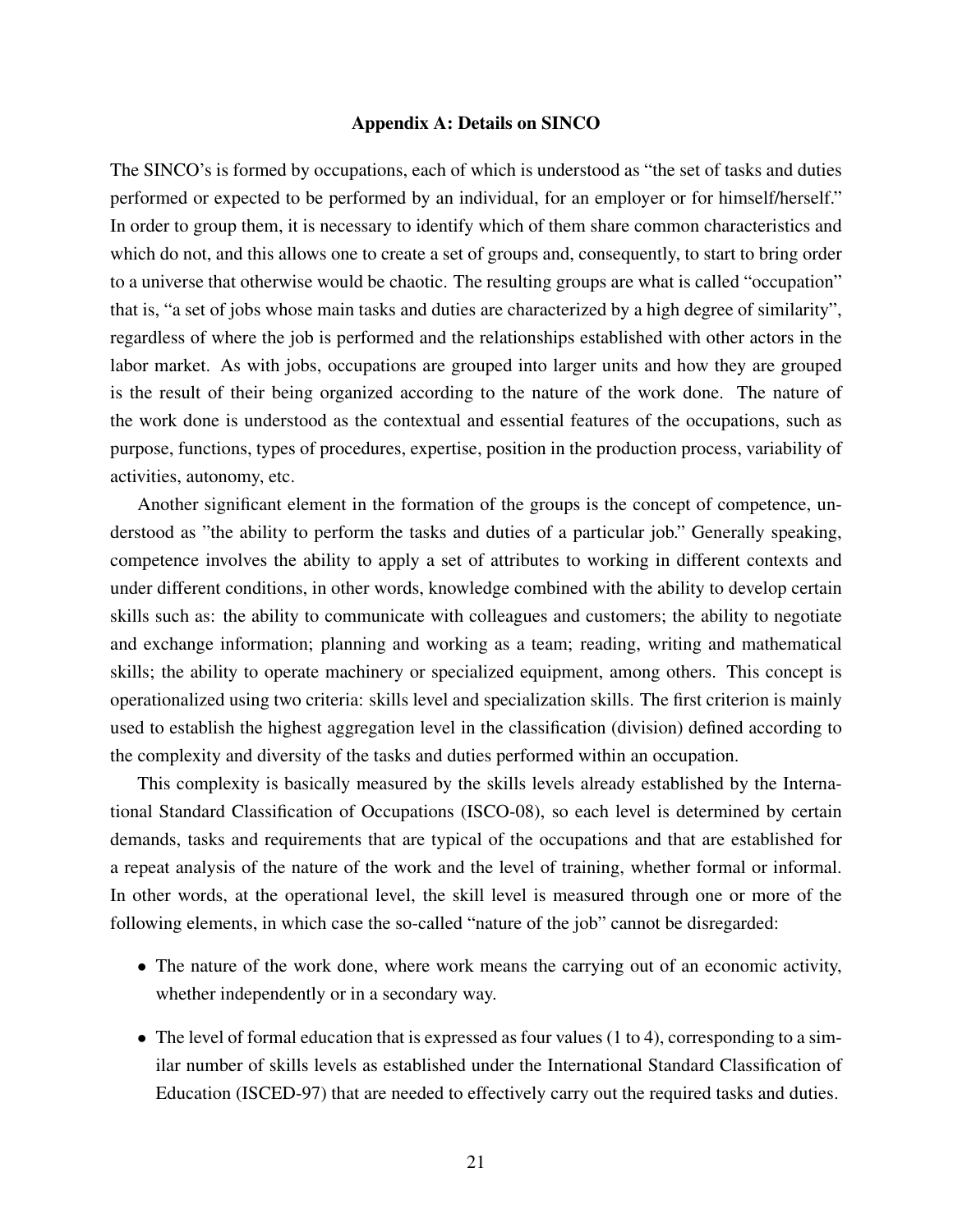## Appendix A: Details on SINCO

The SINCO's is formed by occupations, each of which is understood as "the set of tasks and duties performed or expected to be performed by an individual, for an employer or for himself/herself." In order to group them, it is necessary to identify which of them share common characteristics and which do not, and this allows one to create a set of groups and, consequently, to start to bring order to a universe that otherwise would be chaotic. The resulting groups are what is called "occupation" that is, "a set of jobs whose main tasks and duties are characterized by a high degree of similarity", regardless of where the job is performed and the relationships established with other actors in the labor market. As with jobs, occupations are grouped into larger units and how they are grouped is the result of their being organized according to the nature of the work done. The nature of the work done is understood as the contextual and essential features of the occupations, such as purpose, functions, types of procedures, expertise, position in the production process, variability of activities, autonomy, etc.

Another significant element in the formation of the groups is the concept of competence, understood as "the ability to perform the tasks and duties of a particular job." Generally speaking, competence involves the ability to apply a set of attributes to working in different contexts and under different conditions, in other words, knowledge combined with the ability to develop certain skills such as: the ability to communicate with colleagues and customers; the ability to negotiate and exchange information; planning and working as a team; reading, writing and mathematical skills; the ability to operate machinery or specialized equipment, among others. This concept is operationalized using two criteria: skills level and specialization skills. The first criterion is mainly used to establish the highest aggregation level in the classification (division) defined according to the complexity and diversity of the tasks and duties performed within an occupation.

This complexity is basically measured by the skills levels already established by the International Standard Classification of Occupations (ISCO-08), so each level is determined by certain demands, tasks and requirements that are typical of the occupations and that are established for a repeat analysis of the nature of the work and the level of training, whether formal or informal. In other words, at the operational level, the skill level is measured through one or more of the following elements, in which case the so-called "nature of the job" cannot be disregarded:

- The nature of the work done, where work means the carrying out of an economic activity, whether independently or in a secondary way.
- The level of formal education that is expressed as four values (1 to 4), corresponding to a similar number of skills levels as established under the International Standard Classification of Education (ISCED-97) that are needed to effectively carry out the required tasks and duties.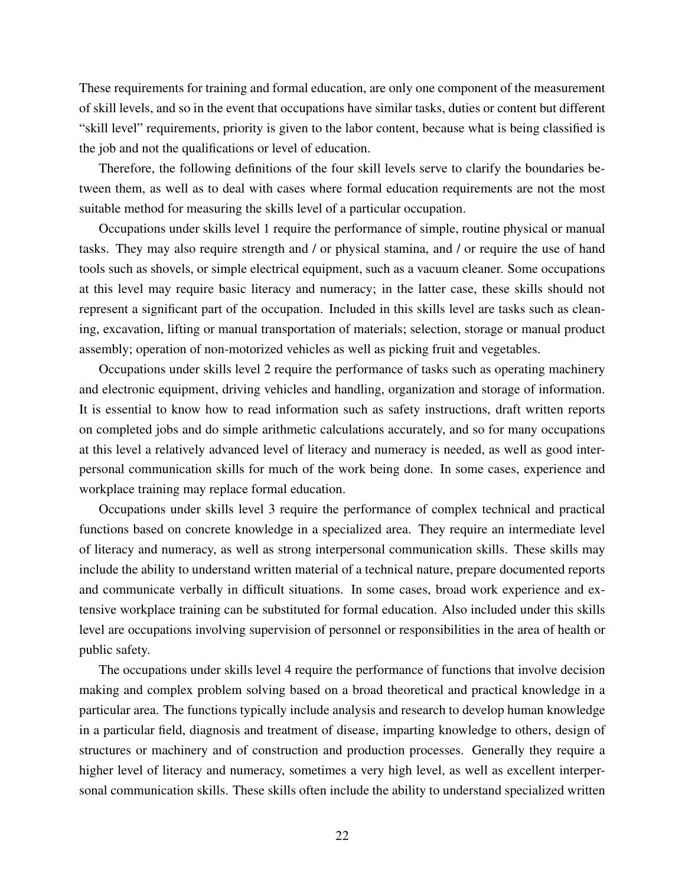These requirements for training and formal education, are only one component of the measurement of skill levels, and so in the event that occupations have similar tasks, duties or content but different "skill level" requirements, priority is given to the labor content, because what is being classified is the job and not the qualifications or level of education.

Therefore, the following definitions of the four skill levels serve to clarify the boundaries between them, as well as to deal with cases where formal education requirements are not the most suitable method for measuring the skills level of a particular occupation.

Occupations under skills level 1 require the performance of simple, routine physical or manual tasks. They may also require strength and / or physical stamina, and / or require the use of hand tools such as shovels, or simple electrical equipment, such as a vacuum cleaner. Some occupations at this level may require basic literacy and numeracy; in the latter case, these skills should not represent a significant part of the occupation. Included in this skills level are tasks such as cleaning, excavation, lifting or manual transportation of materials; selection, storage or manual product assembly; operation of non-motorized vehicles as well as picking fruit and vegetables.

Occupations under skills level 2 require the performance of tasks such as operating machinery and electronic equipment, driving vehicles and handling, organization and storage of information. It is essential to know how to read information such as safety instructions, draft written reports on completed jobs and do simple arithmetic calculations accurately, and so for many occupations at this level a relatively advanced level of literacy and numeracy is needed, as well as good interpersonal communication skills for much of the work being done. In some cases, experience and workplace training may replace formal education.

Occupations under skills level 3 require the performance of complex technical and practical functions based on concrete knowledge in a specialized area. They require an intermediate level of literacy and numeracy, as well as strong interpersonal communication skills. These skills may include the ability to understand written material of a technical nature, prepare documented reports and communicate verbally in difficult situations. In some cases, broad work experience and extensive workplace training can be substituted for formal education. Also included under this skills level are occupations involving supervision of personnel or responsibilities in the area of health or public safety.

The occupations under skills level 4 require the performance of functions that involve decision making and complex problem solving based on a broad theoretical and practical knowledge in a particular area. The functions typically include analysis and research to develop human knowledge in a particular field, diagnosis and treatment of disease, imparting knowledge to others, design of structures or machinery and of construction and production processes. Generally they require a higher level of literacy and numeracy, sometimes a very high level, as well as excellent interpersonal communication skills. These skills often include the ability to understand specialized written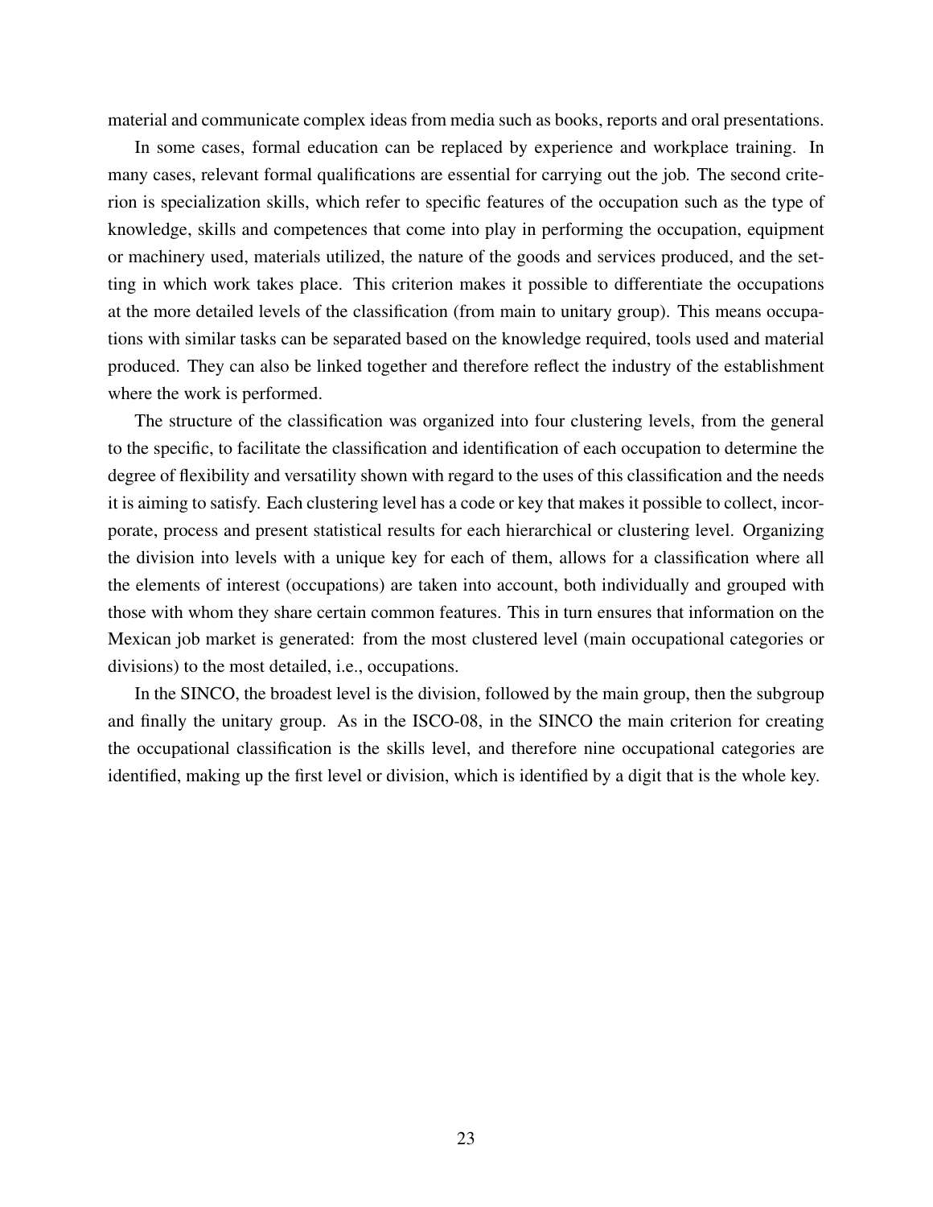material and communicate complex ideas from media such as books, reports and oral presentations.

In some cases, formal education can be replaced by experience and workplace training. In many cases, relevant formal qualifications are essential for carrying out the job. The second criterion is specialization skills, which refer to specific features of the occupation such as the type of knowledge, skills and competences that come into play in performing the occupation, equipment or machinery used, materials utilized, the nature of the goods and services produced, and the setting in which work takes place. This criterion makes it possible to differentiate the occupations at the more detailed levels of the classification (from main to unitary group). This means occupations with similar tasks can be separated based on the knowledge required, tools used and material produced. They can also be linked together and therefore reflect the industry of the establishment where the work is performed.

The structure of the classification was organized into four clustering levels, from the general to the specific, to facilitate the classification and identification of each occupation to determine the degree of flexibility and versatility shown with regard to the uses of this classification and the needs it is aiming to satisfy. Each clustering level has a code or key that makes it possible to collect, incorporate, process and present statistical results for each hierarchical or clustering level. Organizing the division into levels with a unique key for each of them, allows for a classification where all the elements of interest (occupations) are taken into account, both individually and grouped with those with whom they share certain common features. This in turn ensures that information on the Mexican job market is generated: from the most clustered level (main occupational categories or divisions) to the most detailed, i.e., occupations.

In the SINCO, the broadest level is the division, followed by the main group, then the subgroup and finally the unitary group. As in the ISCO-08, in the SINCO the main criterion for creating the occupational classification is the skills level, and therefore nine occupational categories are identified, making up the first level or division, which is identified by a digit that is the whole key.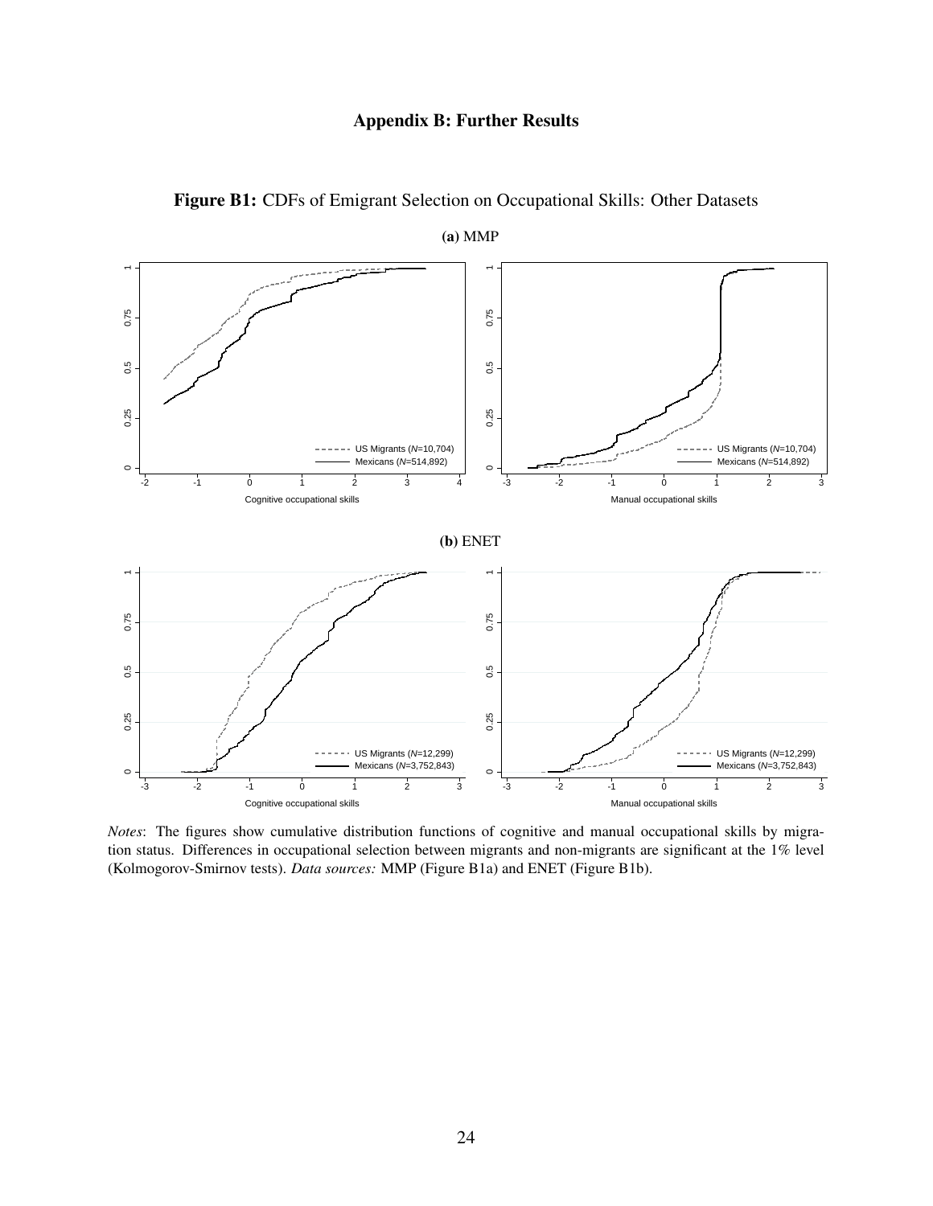# Appendix B: Further Results

**Figure B1:** CDFs of Emigrant Selection on Occupational Skills: Other Datasets

**(a)** MMP

**(b)** ENET

*Notes*: The figures show cumulative distribution functions of cognitive and manual occupational skills by migration status. Differences in occupational selection between migrants and non-migrants are significant at the 1% level (Kolmogorov-Smirnov tests). *Data sources:* MMP (Figure B1a) and ENET (Figure B1b).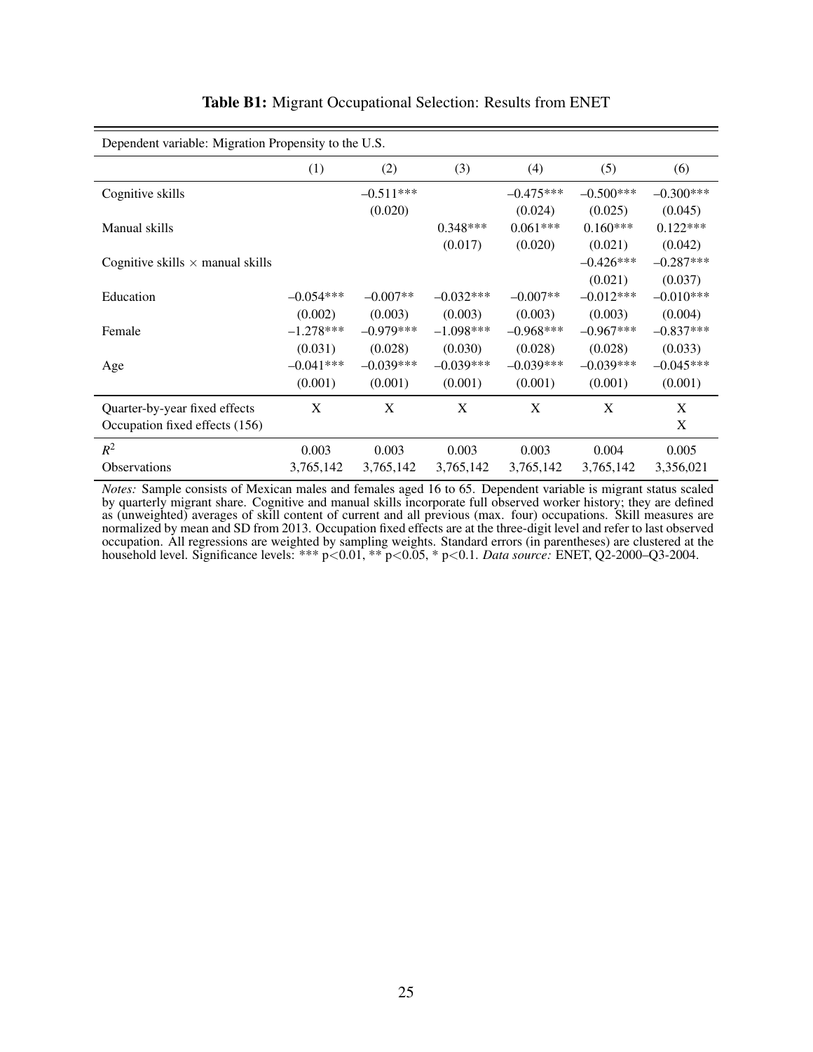**Table B1:** Migrant Occupational Selection: Results from ENET

| Dependent variable: Migration Propensity to the U.S. | | | | | | |
|---|---|---|---|---|---|---|
| | (1) | (2) | (3) | (4) | (5) | (6) |
| Cognitive skills | | –0.511*** | | –0.475*** | –0.500*** | –0.300*** |
| | | (0.020) | | (0.024) | (0.025) | (0.045) |
| Manual skills | | | 0.348*** | 0.061*** | 0.160*** | 0.122*** |
| | | | (0.017) | (0.020) | (0.021) | (0.042) |
| Cognitive skills × manual skills | | | | | –0.426*** | –0.287*** |
| | | | | | (0.021) | (0.037) |
| Education | –0.054*** | –0.007** | –0.032*** | –0.007** | –0.012*** | –0.010*** |
| | (0.002) | (0.003) | (0.003) | (0.003) | (0.003) | (0.004) |
| Female | –1.278*** | –0.979*** | –1.098*** | –0.968*** | –0.967*** | –0.837*** |
| | (0.031) | (0.028) | (0.030) | (0.028) | (0.028) | (0.033) |
| Age | –0.041*** | –0.039*** | –0.039*** | –0.039*** | –0.039*** | –0.045*** |
| | (0.001) | (0.001) | (0.001) | (0.001) | (0.001) | (0.001) |
| Quarter-by-year fixed effects | X | X | X | X | X | X |
| Occupation fixed effects (156) | | | | | | X |
| $R^2$ | 0.003 | 0.003 | 0.003 | 0.003 | 0.004 | 0.005 |
| Observations | 3,765,142 | 3,765,142 | 3,765,142 | 3,765,142 | 3,765,142 | 3,356,021 |

*Notes:* Sample consists of Mexican males and females aged 16 to 65. Dependent variable is migrant status scaled by quarterly migrant share. Cognitive and manual skills incorporate full observed worker history; they are defined as (unweighted) averages of skill content of current and all previous (max. four) occupations. Skill measures are normalized by mean and SD from 2013. Occupation fixed effects are at the three-digit level and refer to last observed occupation. All regressions are weighted by sampling weights. Standard errors (in parentheses) are clustered at the household level. Significance levels: *** $p<0.01$, ** $p<0.05$, * $p<0.1$. *Data source:* ENET, Q2-2000–Q3-2004.